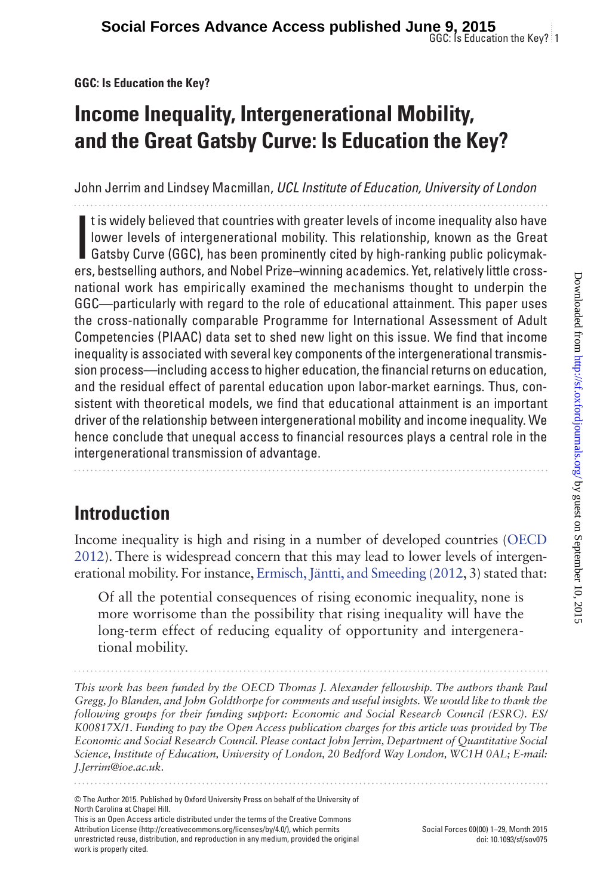**GGC: Is Education the Key?**

# Income Inequality, Intergenerational Mobility, and the Great Gatsby Curve: Is Education the Key?

John Jerrim and Lindsey Macmillan, *UCL Institute of Education, University of London*

It is widely believed that countries with greater levels of income inequality also have lower levels of intergenerational mobility. This relationship, known as the Great Gatsby Curve (GGC), has been prominently cited by high-ranking public policymakers, bestselling authors, and Nobel Prize–winning academics. Yet, relatively little cross-national work has empirically examined the mechanisms thought to underpin the GGC—particularly with regard to the role of educational attainment. This paper uses the cross-nationally comparable Programme for International Assessment of Adult Competencies (PIAAC) data set to shed new light on this issue. We find that income inequality is associated with several key components of the intergenerational transmission process—including access to higher education, the financial returns on education, and the residual effect of parental education upon labor-market earnings. Thus, consistent with theoretical models, we find that educational attainment is an important driver of the relationship between intergenerational mobility and income inequality. We hence conclude that unequal access to financial resources plays a central role in the intergenerational transmission of advantage.

## Introduction

Income inequality is high and rising in a number of developed countries (OECD 2012). There is widespread concern that this may lead to lower levels of intergenerational mobility. For instance, Ermisch, Jäntti, and Smeeding (2012, 3) stated that:

> Of all the potential consequences of rising economic inequality, none is more worrisome than the possibility that rising inequality will have the long-term effect of reducing equality of opportunity and intergenerational mobility.

*This work has been funded by the OECD Thomas J. Alexander fellowship. The authors thank Paul Gregg, Jo Blanden, and John Goldthorpe for comments and useful insights. We would like to thank the following groups for their funding support: Economic and Social Research Council (ESRC). ES/K00817X/1. Funding to pay the Open Access publication charges for this article was provided by The Economic and Social Research Council. Please contact John Jerrim, Department of Quantitative Social Science, Institute of Education, University of London, 20 Bedford Way London, WC1H 0AL; E-mail: J.Jerrim@ioe.ac.uk.*

© The Author 2015. Published by Oxford University Press on behalf of the University of North Carolina at Chapel Hill.
This is an Open Access article distributed under the terms of the Creative Commons Attribution License (http://creativecommons.org/licenses/by/4.0/), which permits unrestricted reuse, distribution, and reproduction in any medium, provided the original work is properly cited.

doi: 10.1093/sf/sov075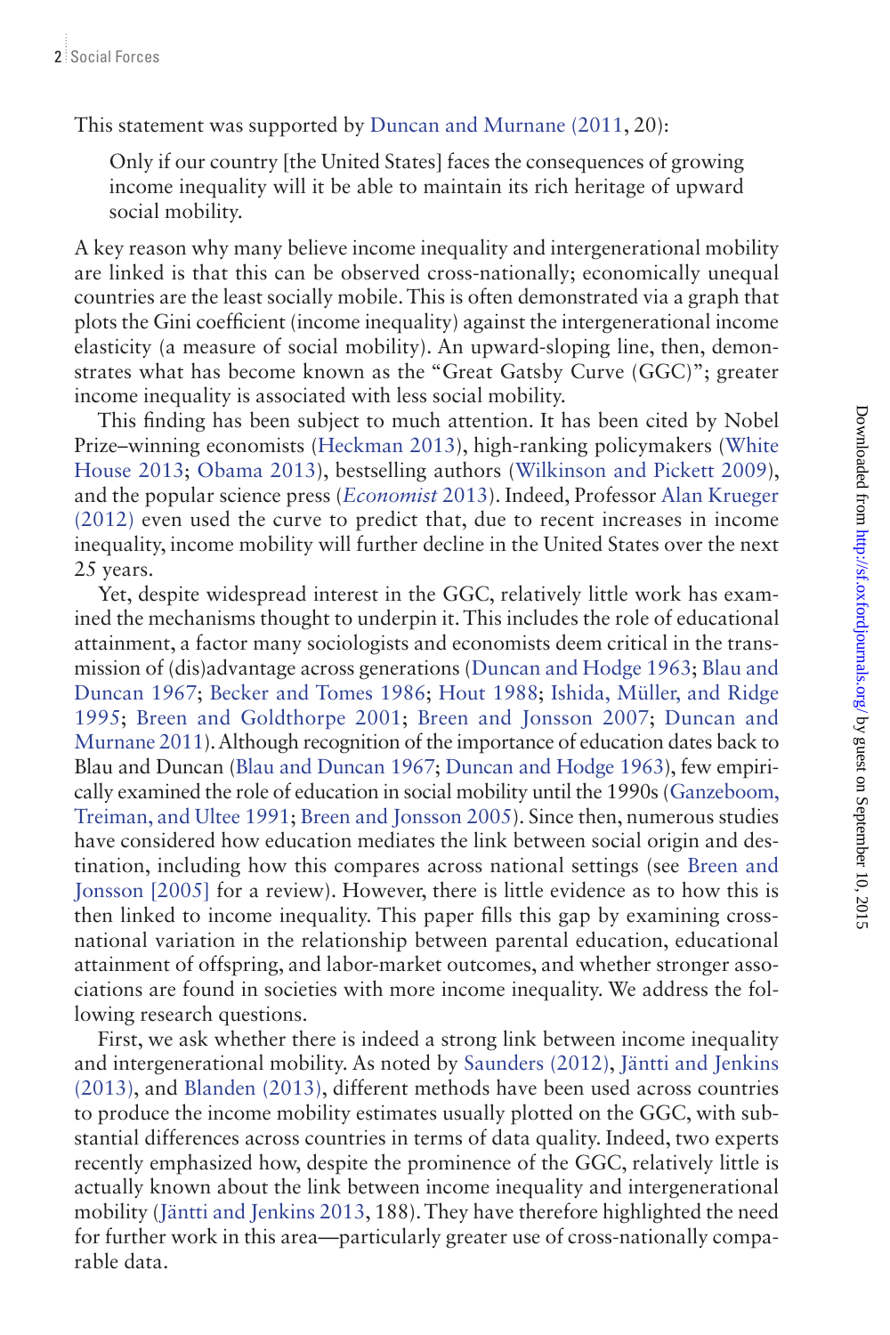This statement was supported by Duncan and Murnane (2011, 20):

> Only if our country [the United States] faces the consequences of growing income inequality will it be able to maintain its rich heritage of upward social mobility.

A key reason why many believe income inequality and intergenerational mobility are linked is that this can be observed cross-nationally; economically unequal countries are the least socially mobile. This is often demonstrated via a graph that plots the Gini coefficient (income inequality) against the intergenerational income elasticity (a measure of social mobility). An upward-sloping line, then, demonstrates what has become known as the "Great Gatsby Curve (GGC)"; greater income inequality is associated with less social mobility.

This finding has been subject to much attention. It has been cited by Nobel Prize–winning economists (Heckman 2013), high-ranking policymakers (White House 2013; Obama 2013), bestselling authors (Wilkinson and Pickett 2009), and the popular science press (*Economist* 2013). Indeed, Professor Alan Krueger (2012) even used the curve to predict that, due to recent increases in income inequality, income mobility will further decline in the United States over the next 25 years.

Yet, despite widespread interest in the GGC, relatively little work has examined the mechanisms thought to underpin it. This includes the role of educational attainment, a factor many sociologists and economists deem critical in the transmission of (dis)advantage across generations (Duncan and Hodge 1963; Blau and Duncan 1967; Becker and Tomes 1986; Hout 1988; Ishida, Müller, and Ridge 1995; Breen and Goldthorpe 2001; Breen and Jonsson 2007; Duncan and Murnane 2011). Although recognition of the importance of education dates back to Blau and Duncan (Blau and Duncan 1967; Duncan and Hodge 1963), few empirically examined the role of education in social mobility until the 1990s (Ganzeboom, Treiman, and Ultee 1991; Breen and Jonsson 2005). Since then, numerous studies have considered how education mediates the link between social origin and destination, including how this compares across national settings (see Breen and Jonsson [2005] for a review). However, there is little evidence as to how this is then linked to income inequality. This paper fills this gap by examining cross-national variation in the relationship between parental education, educational attainment of offspring, and labor-market outcomes, and whether stronger associations are found in societies with more income inequality. We address the following research questions.

First, we ask whether there is indeed a strong link between income inequality and intergenerational mobility. As noted by Saunders (2012), Jäntti and Jenkins (2013), and Blanden (2013), different methods have been used across countries to produce the income mobility estimates usually plotted on the GGC, with substantial differences across countries in terms of data quality. Indeed, two experts recently emphasized how, despite the prominence of the GGC, relatively little is actually known about the link between income inequality and intergenerational mobility (Jäntti and Jenkins 2013, 188). They have therefore highlighted the need for further work in this area—particularly greater use of cross-nationally comparable data.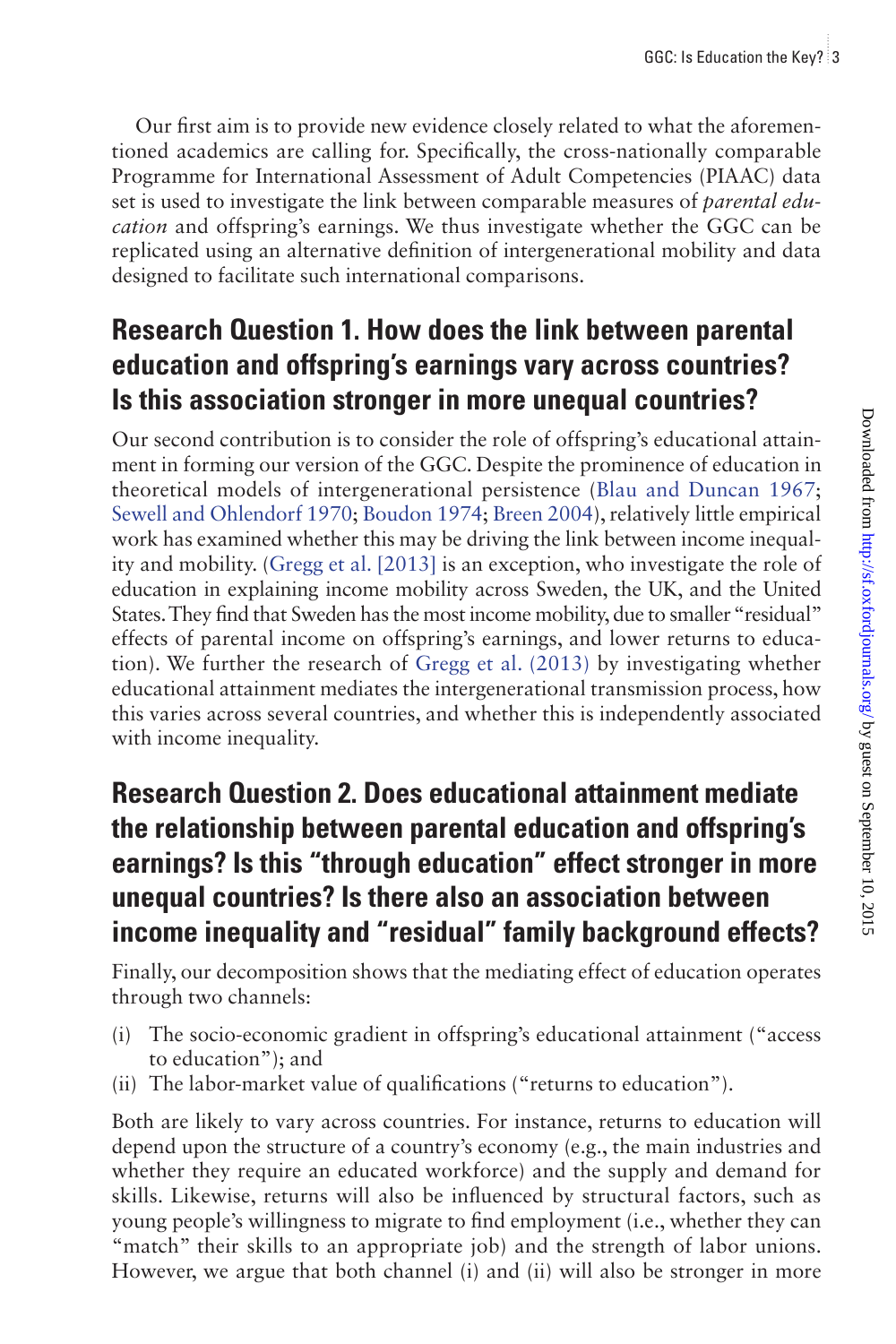Our first aim is to provide new evidence closely related to what the aforementioned academics are calling for. Specifically, the cross-nationally comparable Programme for International Assessment of Adult Competencies (PIAAC) data set is used to investigate the link between comparable measures of *parental education* and offspring's earnings. We thus investigate whether the GGC can be replicated using an alternative definition of intergenerational mobility and data designed to facilitate such international comparisons.

## Research Question 1. How does the link between parental education and offspring's earnings vary across countries? Is this association stronger in more unequal countries?

Our second contribution is to consider the role of offspring's educational attainment in forming our version of the GGC. Despite the prominence of education in theoretical models of intergenerational persistence (Blau and Duncan 1967; Sewell and Ohlendorf 1970; Boudon 1974; Breen 2004), relatively little empirical work has examined whether this may be driving the link between income inequality and mobility. (Gregg et al. [2013] is an exception, who investigate the role of education in explaining income mobility across Sweden, the UK, and the United States. They find that Sweden has the most income mobility, due to smaller "residual" effects of parental income on offspring's earnings, and lower returns to education). We further the research of Gregg et al. (2013) by investigating whether educational attainment mediates the intergenerational transmission process, how this varies across several countries, and whether this is independently associated with income inequality.

## Research Question 2. Does educational attainment mediate the relationship between parental education and offspring's earnings? Is this "through education" effect stronger in more unequal countries? Is there also an association between income inequality and "residual" family background effects?

Finally, our decomposition shows that the mediating effect of education operates through two channels:

(i) The socio-economic gradient in offspring's educational attainment ("access to education"); and
(ii) The labor-market value of qualifications ("returns to education").

Both are likely to vary across countries. For instance, returns to education will depend upon the structure of a country's economy (e.g., the main industries and whether they require an educated workforce) and the supply and demand for skills. Likewise, returns will also be influenced by structural factors, such as young people's willingness to migrate to find employment (i.e., whether they can "match" their skills to an appropriate job) and the strength of labor unions. However, we argue that both channel (i) and (ii) will also be stronger in more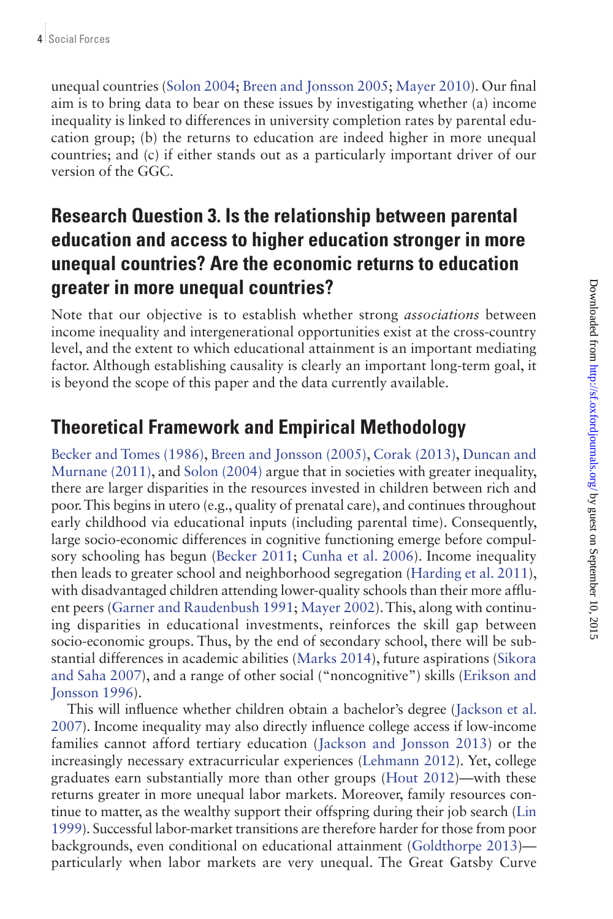unequal countries (Solon 2004; Breen and Jonsson 2005; Mayer 2010). Our final aim is to bring data to bear on these issues by investigating whether (a) income inequality is linked to differences in university completion rates by parental education group; (b) the returns to education are indeed higher in more unequal countries; and (c) if either stands out as a particularly important driver of our version of the GGC.

## Research Question 3. Is the relationship between parental education and access to higher education stronger in more unequal countries? Are the economic returns to education greater in more unequal countries?

Note that our objective is to establish whether strong *associations* between income inequality and intergenerational opportunities exist at the cross-country level, and the extent to which educational attainment is an important mediating factor. Although establishing causality is clearly an important long-term goal, it is beyond the scope of this paper and the data currently available.

## Theoretical Framework and Empirical Methodology

Becker and Tomes (1986), Breen and Jonsson (2005), Corak (2013), Duncan and Murnane (2011), and Solon (2004) argue that in societies with greater inequality, there are larger disparities in the resources invested in children between rich and poor. This begins in utero (e.g., quality of prenatal care), and continues throughout early childhood via educational inputs (including parental time). Consequently, large socio-economic differences in cognitive functioning emerge before compulsory schooling has begun (Becker 2011; Cunha et al. 2006). Income inequality then leads to greater school and neighborhood segregation (Harding et al. 2011), with disadvantaged children attending lower-quality schools than their more affluent peers (Garner and Raudenbush 1991; Mayer 2002). This, along with continuing disparities in educational investments, reinforces the skill gap between socio-economic groups. Thus, by the end of secondary school, there will be substantial differences in academic abilities (Marks 2014), future aspirations (Sikora and Saha 2007), and a range of other social ("noncognitive") skills (Erikson and Jonsson 1996).

This will influence whether children obtain a bachelor's degree (Jackson et al. 2007). Income inequality may also directly influence college access if low-income families cannot afford tertiary education (Jackson and Jonsson 2013) or the increasingly necessary extracurricular experiences (Lehmann 2012). Yet, college graduates earn substantially more than other groups (Hout 2012)—with these returns greater in more unequal labor markets. Moreover, family resources continue to matter, as the wealthy support their offspring during their job search (Lin 1999). Successful labor-market transitions are therefore harder for those from poor backgrounds, even conditional on educational attainment (Goldthorpe 2013)—particularly when labor markets are very unequal. The Great Gatsby Curve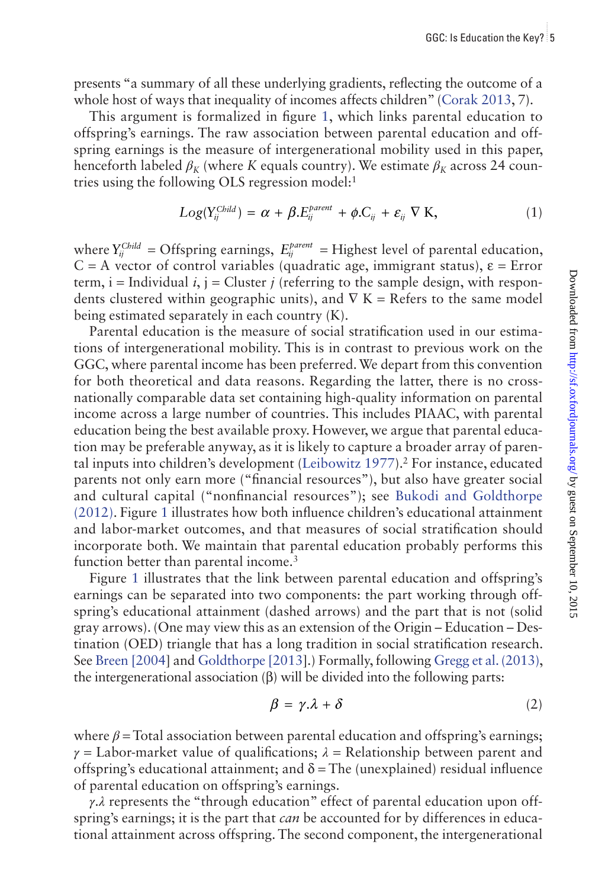presents "a summary of all these underlying gradients, reflecting the outcome of a whole host of ways that inequality of incomes affects children" (Corak 2013, 7).

This argument is formalized in figure 1, which links parental education to offspring's earnings. The raw association between parental education and offspring earnings is the measure of intergenerational mobility used in this paper, henceforth labeled $\beta_K$ (where $K$ equals country). We estimate $\beta_K$ across 24 countries using the following OLS regression model:[1]

$$Log(Y_{ij}^{Child}) = \alpha + \beta.E_{ij}^{parent} + \phi.C_{ij} + \varepsilon_{ij} \ \nabla \ \text{K}, \tag{1}$$

where $Y_{ij}^{Child}$ = Offspring earnings, $E_{ij}^{parent}$ = Highest level of parental education, C = A vector of control variables (quadratic age, immigrant status), ε = Error term, i = Individual $i$, j = Cluster $j$ (referring to the sample design, with respondents clustered within geographic units), and ∇ K = Refers to the same model being estimated separately in each country (K).

Parental education is the measure of social stratification used in our estimations of intergenerational mobility. This is in contrast to previous work on the GGC, where parental income has been preferred. We depart from this convention for both theoretical and data reasons. Regarding the latter, there is no cross-nationally comparable data set containing high-quality information on parental income across a large number of countries. This includes PIAAC, with parental education being the best available proxy. However, we argue that parental education may be preferable anyway, as it is likely to capture a broader array of parental inputs into children's development (Leibowitz 1977).[2] For instance, educated parents not only earn more ("financial resources"), but also have greater social and cultural capital ("nonfinancial resources"); see Bukodi and Goldthorpe (2012). Figure 1 illustrates how both influence children's educational attainment and labor-market outcomes, and that measures of social stratification should incorporate both. We maintain that parental education probably performs this function better than parental income.[3]

Figure 1 illustrates that the link between parental education and offspring's earnings can be separated into two components: the part working through offspring's educational attainment (dashed arrows) and the part that is not (solid gray arrows). (One may view this as an extension of the Origin – Education – Destination (OED) triangle that has a long tradition in social stratification research. See Breen [2004] and Goldthorpe [2013].) Formally, following Gregg et al. (2013), the intergenerational association (β) will be divided into the following parts:

$$\beta = \gamma.\lambda + \delta \tag{2}$$

where $\beta$ = Total association between parental education and offspring's earnings; $\gamma$ = Labor-market value of qualifications; $\lambda$ = Relationship between parent and offspring's educational attainment; and δ = The (unexplained) residual influence of parental education on offspring's earnings.

$\gamma.\lambda$ represents the "through education" effect of parental education upon offspring's earnings; it is the part that *can* be accounted for by differences in educational attainment across offspring. The second component, the intergenerational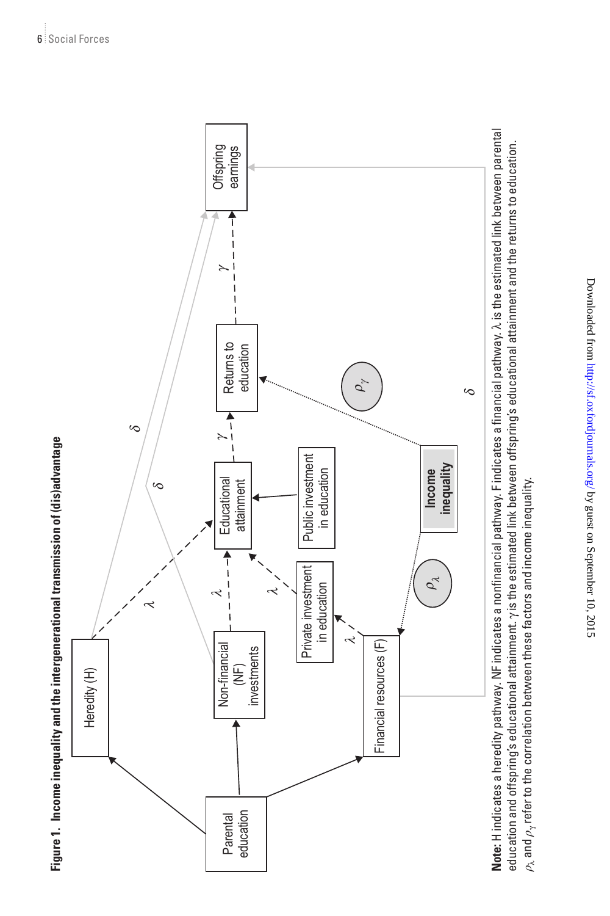**Figure 1. Income inequality and the intergenerational transmission of (dis)advantage**

**Note:** H indicates a heredity pathway. NF indicates a nonfinancial pathway. F indicates a financial pathway. $\lambda$ is the estimated link between parental education and offspring's educational attainment. $\gamma$ is the estimated link between offspring's educational attainment and the returns to education. $\rho_\lambda$ and $\rho_\gamma$ refer to the correlation between these factors and income inequality.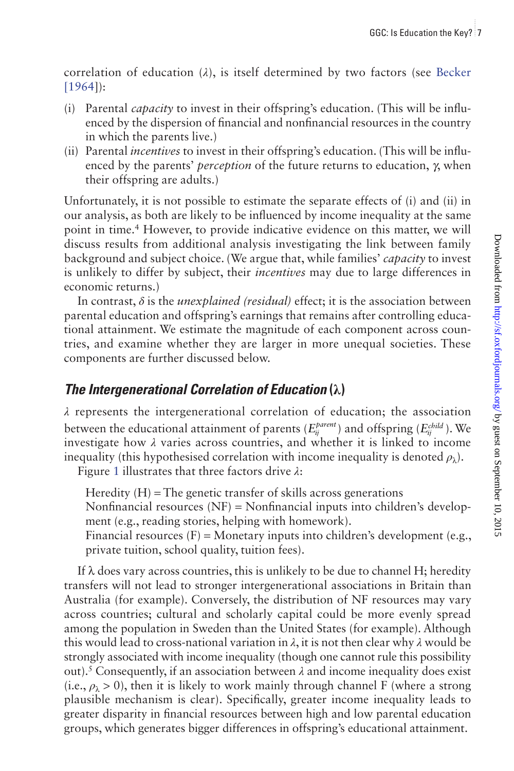correlation of education ($\lambda$), is itself determined by two factors (see Becker [1964]):

(i) Parental *capacity* to invest in their offspring's education. (This will be influenced by the dispersion of financial and nonfinancial resources in the country in which the parents live.)

(ii) Parental *incentives* to invest in their offspring's education. (This will be influenced by the parents' *perception* of the future returns to education, $\gamma$, when their offspring are adults.)

Unfortunately, it is not possible to estimate the separate effects of (i) and (ii) in our analysis, as both are likely to be influenced by income inequality at the same point in time.[4] However, to provide indicative evidence on this matter, we will discuss results from additional analysis investigating the link between family background and subject choice. (We argue that, while families' *capacity* to invest is unlikely to differ by subject, their *incentives* may due to large differences in economic returns.)

In contrast, $\delta$ is the *unexplained (residual)* effect; it is the association between parental education and offspring's earnings that remains after controlling educational attainment. We estimate the magnitude of each component across countries, and examine whether they are larger in more unequal societies. These components are further discussed below.

### The Intergenerational Correlation of Education ($\lambda$)

$\lambda$ represents the intergenerational correlation of education; the association between the educational attainment of parents ($E_{ij}^{parent}$) and offspring ($E_{ij}^{child}$). We investigate how $\lambda$ varies across countries, and whether it is linked to income inequality (this hypothesised correlation with income inequality is denoted $\rho_{\lambda}$).

Figure 1 illustrates that three factors drive $\lambda$:

Heredity (H) = The genetic transfer of skills across generations

Nonfinancial resources (NF) = Nonfinancial inputs into children's development (e.g., reading stories, helping with homework).

Financial resources (F) = Monetary inputs into children's development (e.g., private tuition, school quality, tuition fees).

If $\lambda$ does vary across countries, this is unlikely to be due to channel H; heredity transfers will not lead to stronger intergenerational associations in Britain than Australia (for example). Conversely, the distribution of NF resources may vary across countries; cultural and scholarly capital could be more evenly spread among the population in Sweden than the United States (for example). Although this would lead to cross-national variation in $\lambda$, it is not then clear why $\lambda$ would be strongly associated with income inequality (though one cannot rule this possibility out).[5] Consequently, if an association between $\lambda$ and income inequality does exist (i.e., $\rho_{\lambda} > 0$), then it is likely to work mainly through channel F (where a strong plausible mechanism is clear). Specifically, greater income inequality leads to greater disparity in financial resources between high and low parental education groups, which generates bigger differences in offspring's educational attainment.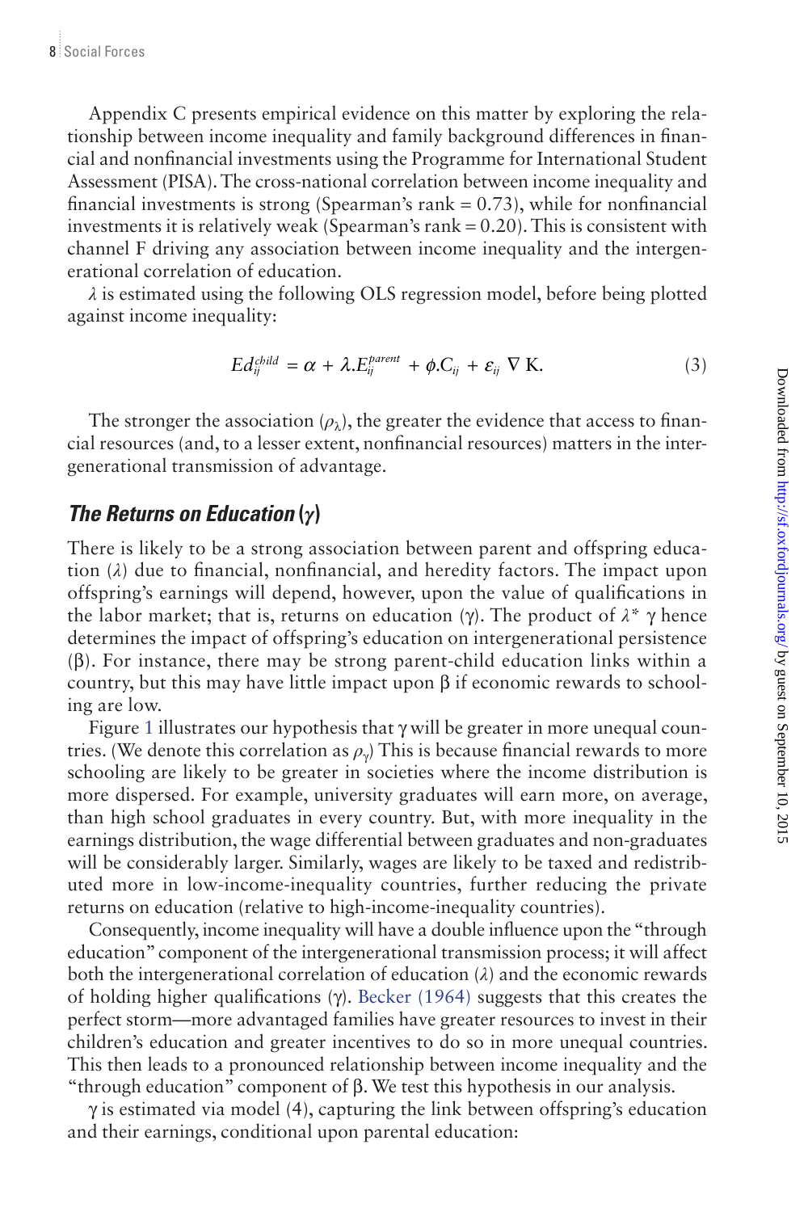Appendix C presents empirical evidence on this matter by exploring the relationship between income inequality and family background differences in financial and nonfinancial investments using the Programme for International Student Assessment (PISA). The cross-national correlation between income inequality and financial investments is strong (Spearman's rank = 0.73), while for nonfinancial investments it is relatively weak (Spearman's rank = 0.20). This is consistent with channel F driving any association between income inequality and the intergenerational correlation of education.

$\lambda$ is estimated using the following OLS regression model, before being plotted against income inequality:

$$Ed_{ij}^{child} = \alpha + \lambda . E_{ij}^{parent} + \phi . C_{ij} + \varepsilon_{ij} \ \nabla \ \mathrm{K}. \tag{3}$$

The stronger the association ($\rho_\lambda$), the greater the evidence that access to financial resources (and, to a lesser extent, nonfinancial resources) matters in the intergenerational transmission of advantage.

### *The Returns on Education* ($\gamma$)

There is likely to be a strong association between parent and offspring education ($\lambda$) due to financial, nonfinancial, and heredity factors. The impact upon offspring's earnings will depend, however, upon the value of qualifications in the labor market; that is, returns on education ($\gamma$). The product of $\lambda^* \gamma$ hence determines the impact of offspring's education on intergenerational persistence ($\beta$). For instance, there may be strong parent-child education links within a country, but this may have little impact upon $\beta$ if economic rewards to schooling are low.

Figure 1 illustrates our hypothesis that $\gamma$ will be greater in more unequal countries. (We denote this correlation as $\rho_\gamma$) This is because financial rewards to more schooling are likely to be greater in societies where the income distribution is more dispersed. For example, university graduates will earn more, on average, than high school graduates in every country. But, with more inequality in the earnings distribution, the wage differential between graduates and non-graduates will be considerably larger. Similarly, wages are likely to be taxed and redistributed more in low-income-inequality countries, further reducing the private returns on education (relative to high-income-inequality countries).

Consequently, income inequality will have a double influence upon the "through education" component of the intergenerational transmission process; it will affect both the intergenerational correlation of education ($\lambda$) and the economic rewards of holding higher qualifications ($\gamma$). Becker (1964) suggests that this creates the perfect storm—more advantaged families have greater resources to invest in their children's education and greater incentives to do so in more unequal countries. This then leads to a pronounced relationship between income inequality and the "through education" component of $\beta$. We test this hypothesis in our analysis.

$\gamma$ is estimated via model (4), capturing the link between offspring's education and their earnings, conditional upon parental education: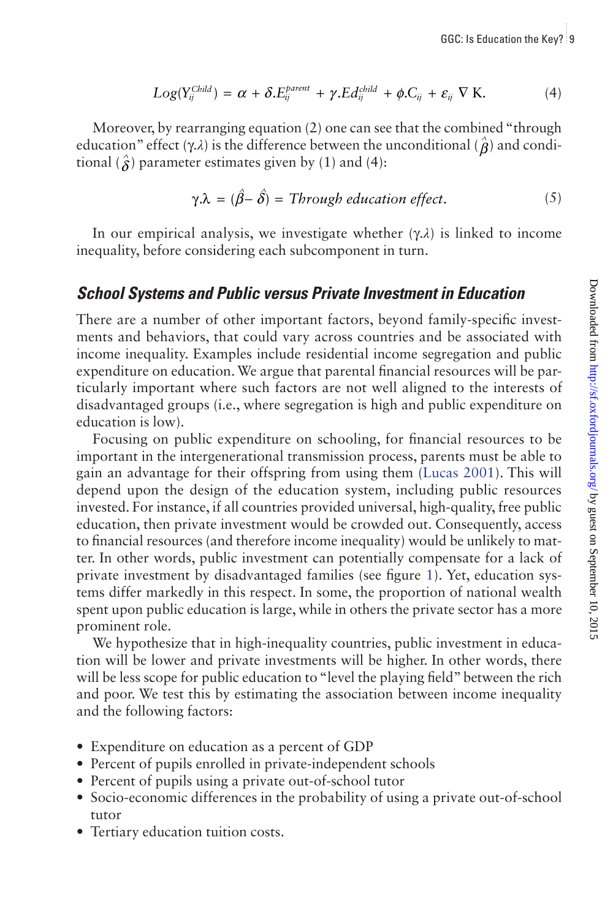$$Log(Y_{ij}^{Child}) = \alpha + \delta.E_{ij}^{parent} + \gamma.Ed_{ij}^{child} + \phi.C_{ij} + \varepsilon_{ij} \nabla \text{K}. \quad (4)$$

Moreover, by rearranging equation (2) one can see that the combined "through education" effect ($\gamma.\lambda$) is the difference between the unconditional ($\hat{\beta}$) and conditional ($\hat{\delta}$) parameter estimates given by (1) and (4):

$$\gamma.\lambda = (\hat{\beta} - \hat{\delta}) = \textit{Through education effect}. \quad (5)$$

In our empirical analysis, we investigate whether ($\gamma.\lambda$) is linked to income inequality, before considering each subcomponent in turn.

### *School Systems and Public versus Private Investment in Education*

There are a number of other important factors, beyond family-specific investments and behaviors, that could vary across countries and be associated with income inequality. Examples include residential income segregation and public expenditure on education. We argue that parental financial resources will be particularly important where such factors are not well aligned to the interests of disadvantaged groups (i.e., where segregation is high and public expenditure on education is low).

Focusing on public expenditure on schooling, for financial resources to be important in the intergenerational transmission process, parents must be able to gain an advantage for their offspring from using them (Lucas 2001). This will depend upon the design of the education system, including public resources invested. For instance, if all countries provided universal, high-quality, free public education, then private investment would be crowded out. Consequently, access to financial resources (and therefore income inequality) would be unlikely to matter. In other words, public investment can potentially compensate for a lack of private investment by disadvantaged families (see figure 1). Yet, education systems differ markedly in this respect. In some, the proportion of national wealth spent upon public education is large, while in others the private sector has a more prominent role.

We hypothesize that in high-inequality countries, public investment in education will be lower and private investments will be higher. In other words, there will be less scope for public education to "level the playing field" between the rich and poor. We test this by estimating the association between income inequality and the following factors:

- Expenditure on education as a percent of GDP
- Percent of pupils enrolled in private-independent schools
- Percent of pupils using a private out-of-school tutor
- Socio-economic differences in the probability of using a private out-of-school tutor
- Tertiary education tuition costs.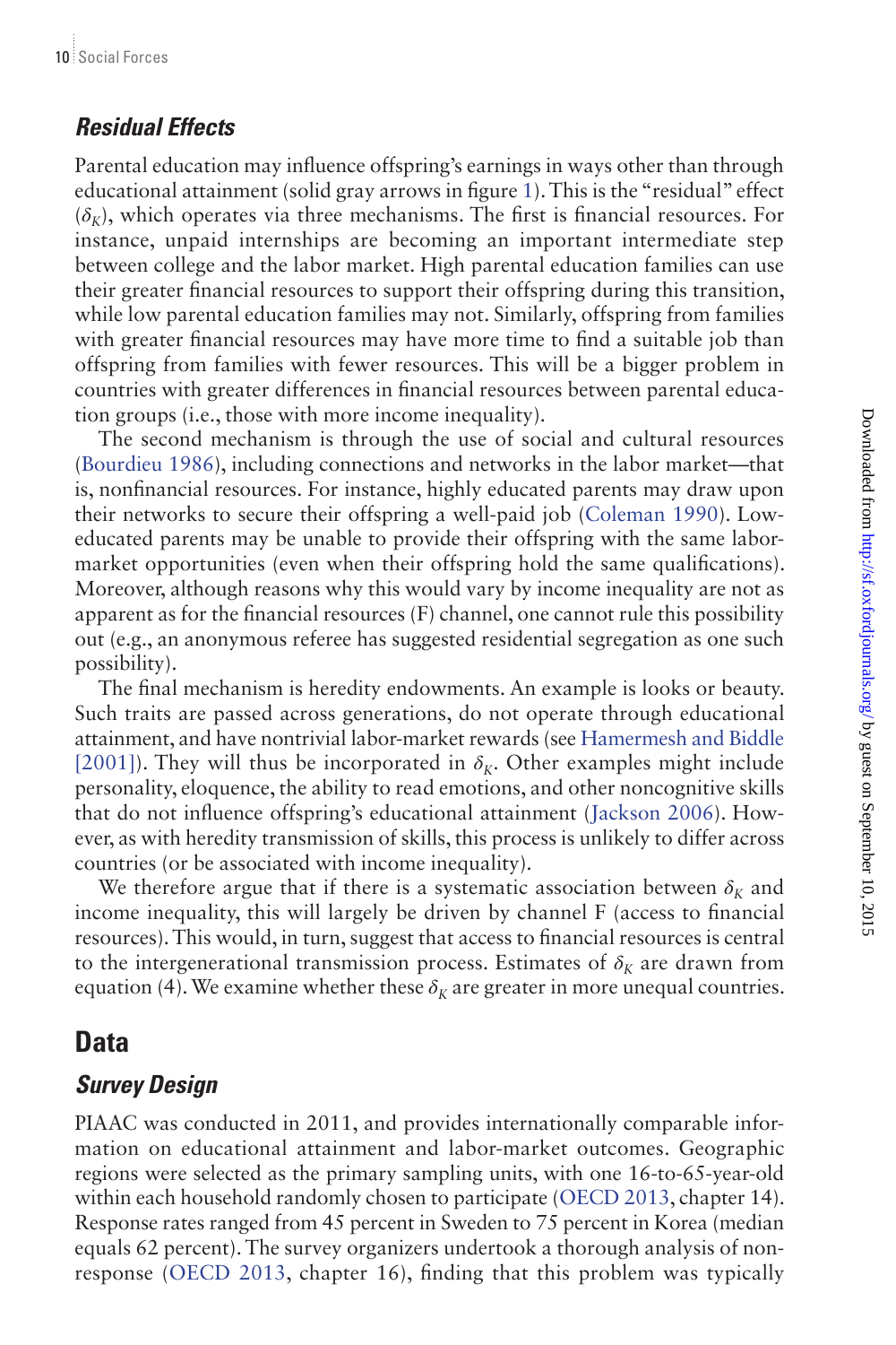### *Residual Effects*

Parental education may influence offspring's earnings in ways other than through educational attainment (solid gray arrows in figure 1). This is the "residual" effect ($\delta_K$), which operates via three mechanisms. The first is financial resources. For instance, unpaid internships are becoming an important intermediate step between college and the labor market. High parental education families can use their greater financial resources to support their offspring during this transition, while low parental education families may not. Similarly, offspring from families with greater financial resources may have more time to find a suitable job than offspring from families with fewer resources. This will be a bigger problem in countries with greater differences in financial resources between parental education groups (i.e., those with more income inequality).

The second mechanism is through the use of social and cultural resources (Bourdieu 1986), including connections and networks in the labor market—that is, nonfinancial resources. For instance, highly educated parents may draw upon their networks to secure their offspring a well-paid job (Coleman 1990). Low-educated parents may be unable to provide their offspring with the same labor-market opportunities (even when their offspring hold the same qualifications). Moreover, although reasons why this would vary by income inequality are not as apparent as for the financial resources (F) channel, one cannot rule this possibility out (e.g., an anonymous referee has suggested residential segregation as one such possibility).

The final mechanism is heredity endowments. An example is looks or beauty. Such traits are passed across generations, do not operate through educational attainment, and have nontrivial labor-market rewards (see Hamermesh and Biddle [2001]). They will thus be incorporated in $\delta_K$. Other examples might include personality, eloquence, the ability to read emotions, and other noncognitive skills that do not influence offspring's educational attainment (Jackson 2006). However, as with heredity transmission of skills, this process is unlikely to differ across countries (or be associated with income inequality).

We therefore argue that if there is a systematic association between $\delta_K$ and income inequality, this will largely be driven by channel F (access to financial resources). This would, in turn, suggest that access to financial resources is central to the intergenerational transmission process. Estimates of $\delta_K$ are drawn from equation (4). We examine whether these $\delta_K$ are greater in more unequal countries.

## Data

### *Survey Design*

PIAAC was conducted in 2011, and provides internationally comparable information on educational attainment and labor-market outcomes. Geographic regions were selected as the primary sampling units, with one 16-to-65-year-old within each household randomly chosen to participate (OECD 2013, chapter 14). Response rates ranged from 45 percent in Sweden to 75 percent in Korea (median equals 62 percent). The survey organizers undertook a thorough analysis of non-response (OECD 2013, chapter 16), finding that this problem was typically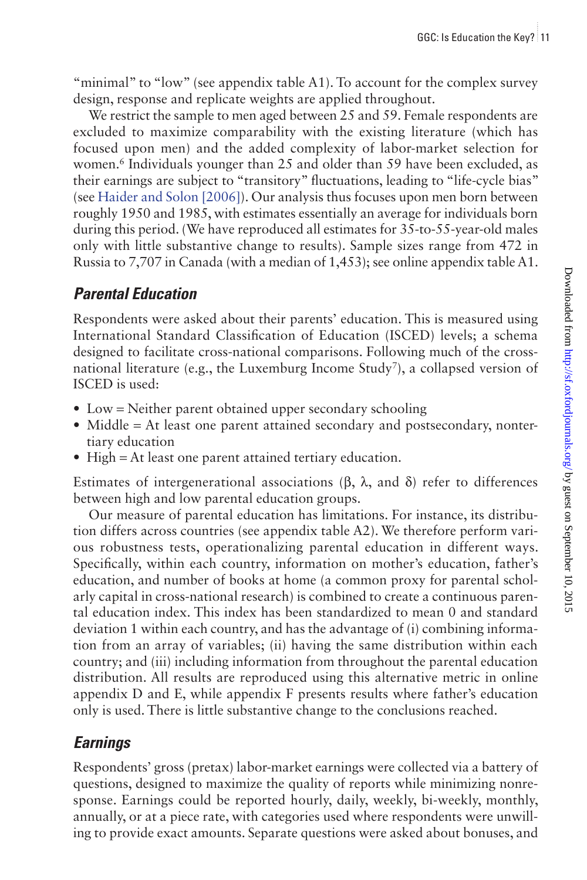"minimal" to "low" (see appendix table A1). To account for the complex survey design, response and replicate weights are applied throughout.

We restrict the sample to men aged between 25 and 59. Female respondents are excluded to maximize comparability with the existing literature (which has focused upon men) and the added complexity of labor-market selection for women.[6] Individuals younger than 25 and older than 59 have been excluded, as their earnings are subject to "transitory" fluctuations, leading to "life-cycle bias" (see Haider and Solon [2006]). Our analysis thus focuses upon men born between roughly 1950 and 1985, with estimates essentially an average for individuals born during this period. (We have reproduced all estimates for 35-to-55-year-old males only with little substantive change to results). Sample sizes range from 472 in Russia to 7,707 in Canada (with a median of 1,453); see online appendix table A1.

## *Parental Education*

Respondents were asked about their parents' education. This is measured using International Standard Classification of Education (ISCED) levels; a schema designed to facilitate cross-national comparisons. Following much of the cross-national literature (e.g., the Luxemburg Income Study[7]), a collapsed version of ISCED is used:

- Low = Neither parent obtained upper secondary schooling
- Middle = At least one parent attained secondary and postsecondary, nontertiary education
- High = At least one parent attained tertiary education.

Estimates of intergenerational associations ($\beta$, $\lambda$, and $\delta$) refer to differences between high and low parental education groups.

Our measure of parental education has limitations. For instance, its distribution differs across countries (see appendix table A2). We therefore perform various robustness tests, operationalizing parental education in different ways. Specifically, within each country, information on mother's education, father's education, and number of books at home (a common proxy for parental scholarly capital in cross-national research) is combined to create a continuous parental education index. This index has been standardized to mean 0 and standard deviation 1 within each country, and has the advantage of (i) combining information from an array of variables; (ii) having the same distribution within each country; and (iii) including information from throughout the parental education distribution. All results are reproduced using this alternative metric in online appendix D and E, while appendix F presents results where father's education only is used. There is little substantive change to the conclusions reached.

## *Earnings*

Respondents' gross (pretax) labor-market earnings were collected via a battery of questions, designed to maximize the quality of reports while minimizing nonresponse. Earnings could be reported hourly, daily, weekly, bi-weekly, monthly, annually, or at a piece rate, with categories used where respondents were unwilling to provide exact amounts. Separate questions were asked about bonuses, and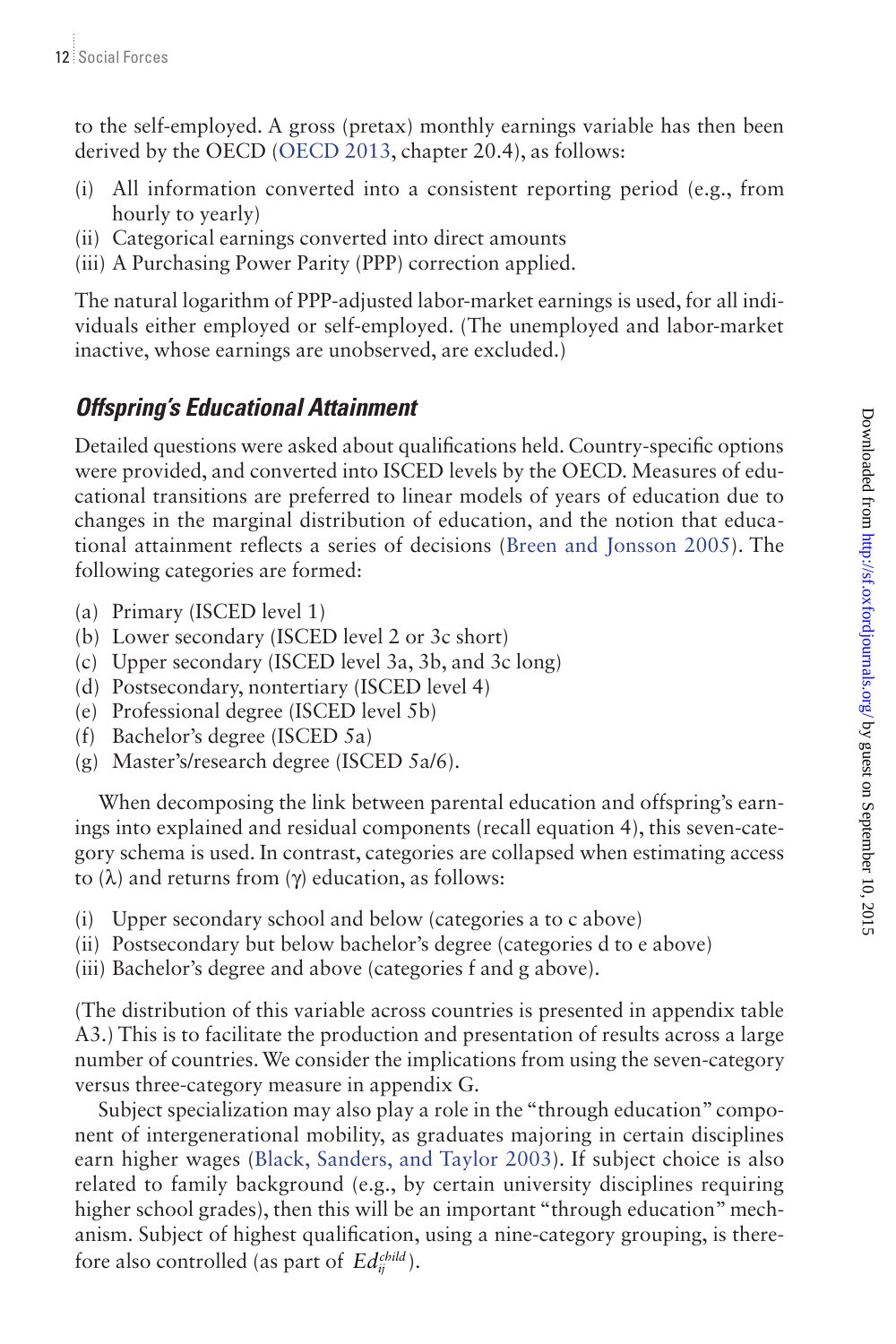to the self-employed. A gross (pretax) monthly earnings variable has then been derived by the OECD (OECD 2013, chapter 20.4), as follows:

(i) All information converted into a consistent reporting period (e.g., from hourly to yearly)
(ii) Categorical earnings converted into direct amounts
(iii) A Purchasing Power Parity (PPP) correction applied.

The natural logarithm of PPP-adjusted labor-market earnings is used, for all individuals either employed or self-employed. (The unemployed and labor-market inactive, whose earnings are unobserved, are excluded.)

### *Offspring's Educational Attainment*

Detailed questions were asked about qualifications held. Country-specific options were provided, and converted into ISCED levels by the OECD. Measures of educational transitions are preferred to linear models of years of education due to changes in the marginal distribution of education, and the notion that educational attainment reflects a series of decisions (Breen and Jonsson 2005). The following categories are formed:

(a) Primary (ISCED level 1)
(b) Lower secondary (ISCED level 2 or 3c short)
(c) Upper secondary (ISCED level 3a, 3b, and 3c long)
(d) Postsecondary, nontertiary (ISCED level 4)
(e) Professional degree (ISCED level 5b)
(f) Bachelor's degree (ISCED 5a)
(g) Master's/research degree (ISCED 5a/6).

When decomposing the link between parental education and offspring's earnings into explained and residual components (recall equation 4), this seven-category schema is used. In contrast, categories are collapsed when estimating access to ($\lambda$) and returns from ($\gamma$) education, as follows:

(i) Upper secondary school and below (categories a to c above)
(ii) Postsecondary but below bachelor's degree (categories d to e above)
(iii) Bachelor's degree and above (categories f and g above).

(The distribution of this variable across countries is presented in appendix table A3.) This is to facilitate the production and presentation of results across a large number of countries. We consider the implications from using the seven-category versus three-category measure in appendix G.

Subject specialization may also play a role in the "through education" component of intergenerational mobility, as graduates majoring in certain disciplines earn higher wages (Black, Sanders, and Taylor 2003). If subject choice is also related to family background (e.g., by certain university disciplines requiring higher school grades), then this will be an important "through education" mechanism. Subject of highest qualification, using a nine-category grouping, is therefore also controlled (as part of $Ed_{ij}^{child}$).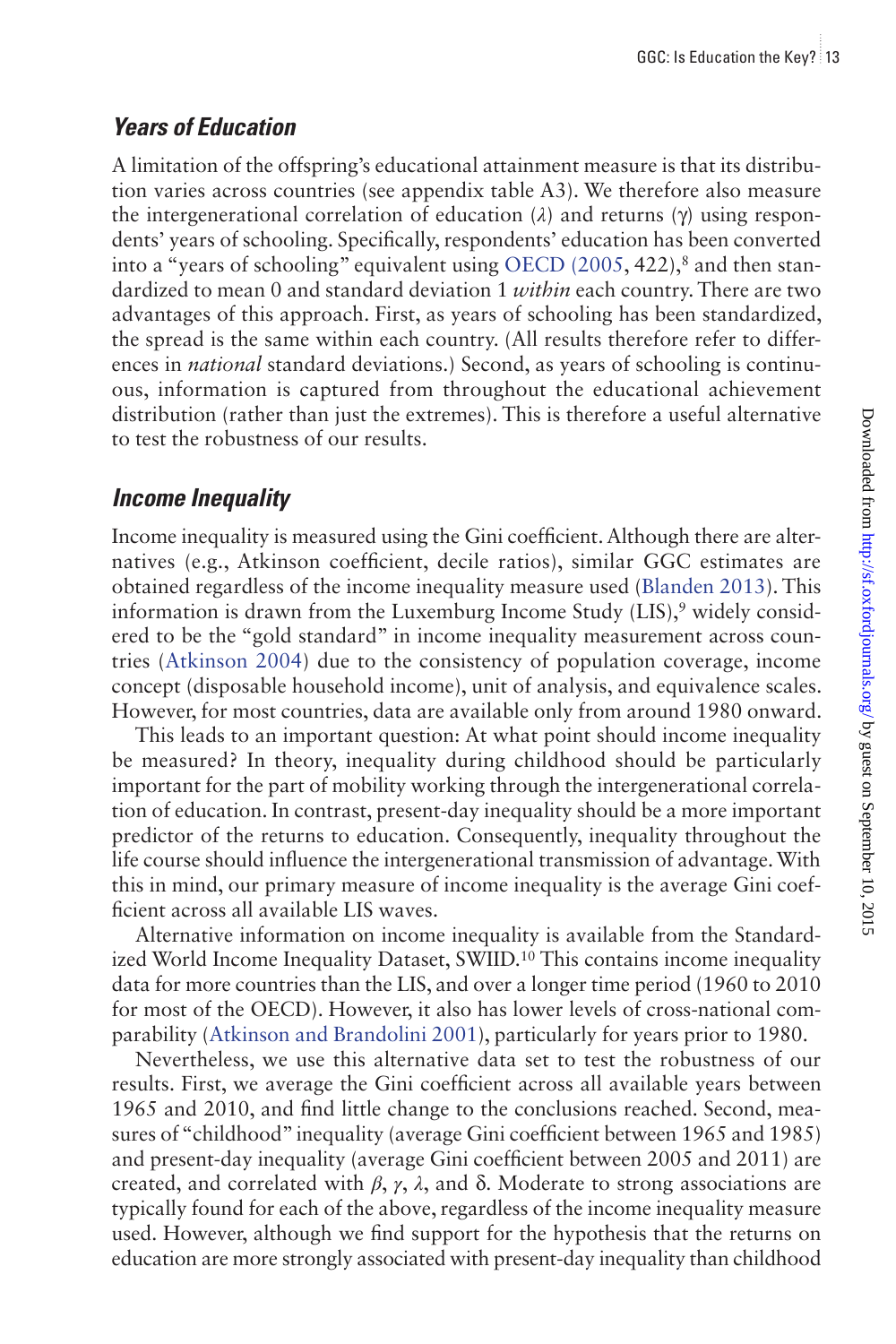### *Years of Education*

A limitation of the offspring's educational attainment measure is that its distribution varies across countries (see appendix table A3). We therefore also measure the intergenerational correlation of education ($\lambda$) and returns ($\gamma$) using respondents' years of schooling. Specifically, respondents' education has been converted into a "years of schooling" equivalent using OECD (2005, 422),[8] and then standardized to mean 0 and standard deviation 1 *within* each country. There are two advantages of this approach. First, as years of schooling has been standardized, the spread is the same within each country. (All results therefore refer to differences in *national* standard deviations.) Second, as years of schooling is continuous, information is captured from throughout the educational achievement distribution (rather than just the extremes). This is therefore a useful alternative to test the robustness of our results.

### *Income Inequality*

Income inequality is measured using the Gini coefficient. Although there are alternatives (e.g., Atkinson coefficient, decile ratios), similar GGC estimates are obtained regardless of the income inequality measure used (Blanden 2013). This information is drawn from the Luxemburg Income Study (LIS),[9] widely considered to be the "gold standard" in income inequality measurement across countries (Atkinson 2004) due to the consistency of population coverage, income concept (disposable household income), unit of analysis, and equivalence scales. However, for most countries, data are available only from around 1980 onward.

This leads to an important question: At what point should income inequality be measured? In theory, inequality during childhood should be particularly important for the part of mobility working through the intergenerational correlation of education. In contrast, present-day inequality should be a more important predictor of the returns to education. Consequently, inequality throughout the life course should influence the intergenerational transmission of advantage. With this in mind, our primary measure of income inequality is the average Gini coefficient across all available LIS waves.

Alternative information on income inequality is available from the Standardized World Income Inequality Dataset, SWIID.[10] This contains income inequality data for more countries than the LIS, and over a longer time period (1960 to 2010 for most of the OECD). However, it also has lower levels of cross-national comparability (Atkinson and Brandolini 2001), particularly for years prior to 1980.

Nevertheless, we use this alternative data set to test the robustness of our results. First, we average the Gini coefficient across all available years between 1965 and 2010, and find little change to the conclusions reached. Second, measures of "childhood" inequality (average Gini coefficient between 1965 and 1985) and present-day inequality (average Gini coefficient between 2005 and 2011) are created, and correlated with $\beta$, $\gamma$, $\lambda$, and $\delta$. Moderate to strong associations are typically found for each of the above, regardless of the income inequality measure used. However, although we find support for the hypothesis that the returns on education are more strongly associated with present-day inequality than childhood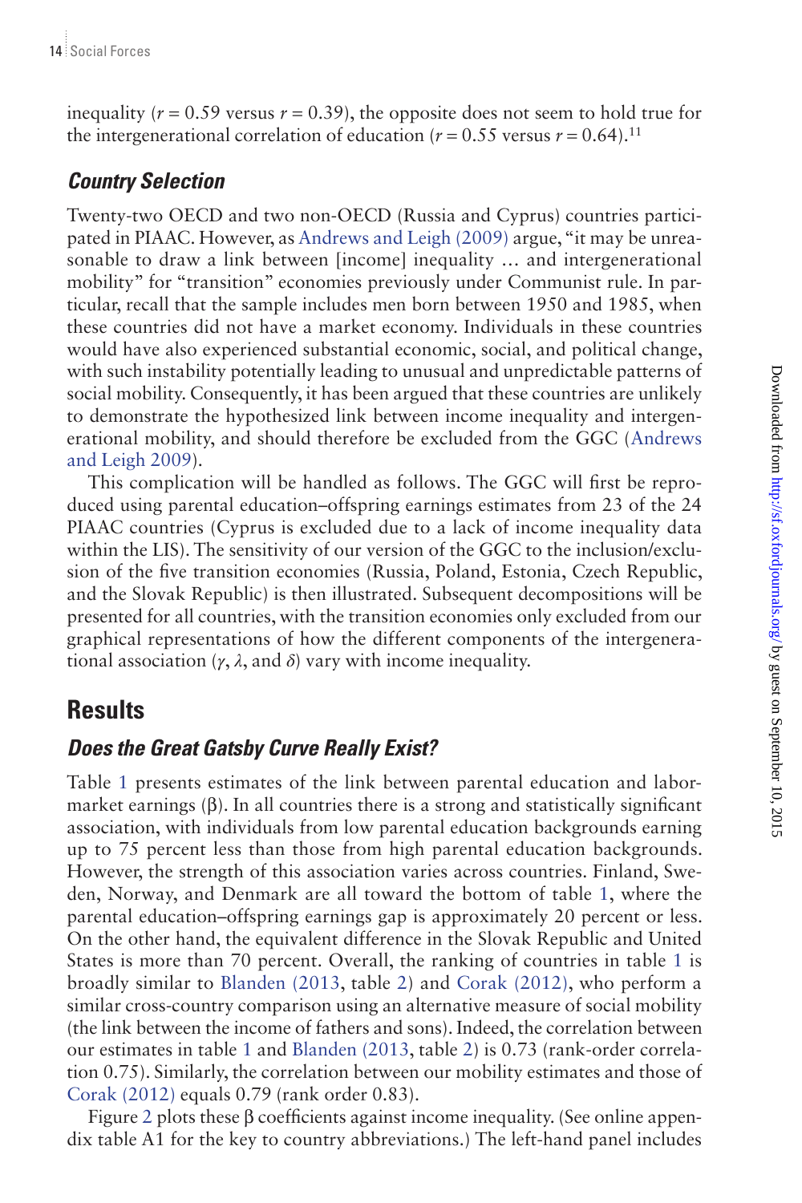inequality ($r = 0.59$ versus $r = 0.39$), the opposite does not seem to hold true for the intergenerational correlation of education ($r = 0.55$ versus $r = 0.64$).[11]

### *Country Selection*

Twenty-two OECD and two non-OECD (Russia and Cyprus) countries participated in PIAAC. However, as Andrews and Leigh (2009) argue, "it may be unreasonable to draw a link between [income] inequality … and intergenerational mobility" for "transition" economies previously under Communist rule. In particular, recall that the sample includes men born between 1950 and 1985, when these countries did not have a market economy. Individuals in these countries would have also experienced substantial economic, social, and political change, with such instability potentially leading to unusual and unpredictable patterns of social mobility. Consequently, it has been argued that these countries are unlikely to demonstrate the hypothesized link between income inequality and intergenerational mobility, and should therefore be excluded from the GGC (Andrews and Leigh 2009).

This complication will be handled as follows. The GGC will first be reproduced using parental education–offspring earnings estimates from 23 of the 24 PIAAC countries (Cyprus is excluded due to a lack of income inequality data within the LIS). The sensitivity of our version of the GGC to the inclusion/exclusion of the five transition economies (Russia, Poland, Estonia, Czech Republic, and the Slovak Republic) is then illustrated. Subsequent decompositions will be presented for all countries, with the transition economies only excluded from our graphical representations of how the different components of the intergenerational association ($\gamma$, $\lambda$, and $\delta$) vary with income inequality.

## Results

### *Does the Great Gatsby Curve Really Exist?*

Table 1 presents estimates of the link between parental education and labor-market earnings ($\beta$). In all countries there is a strong and statistically significant association, with individuals from low parental education backgrounds earning up to 75 percent less than those from high parental education backgrounds. However, the strength of this association varies across countries. Finland, Sweden, Norway, and Denmark are all toward the bottom of table 1, where the parental education–offspring earnings gap is approximately 20 percent or less. On the other hand, the equivalent difference in the Slovak Republic and United States is more than 70 percent. Overall, the ranking of countries in table 1 is broadly similar to Blanden (2013, table 2) and Corak (2012), who perform a similar cross-country comparison using an alternative measure of social mobility (the link between the income of fathers and sons). Indeed, the correlation between our estimates in table 1 and Blanden (2013, table 2) is 0.73 (rank-order correlation 0.75). Similarly, the correlation between our mobility estimates and those of Corak (2012) equals 0.79 (rank order 0.83).

Figure 2 plots these $\beta$ coefficients against income inequality. (See online appendix table A1 for the key to country abbreviations.) The left-hand panel includes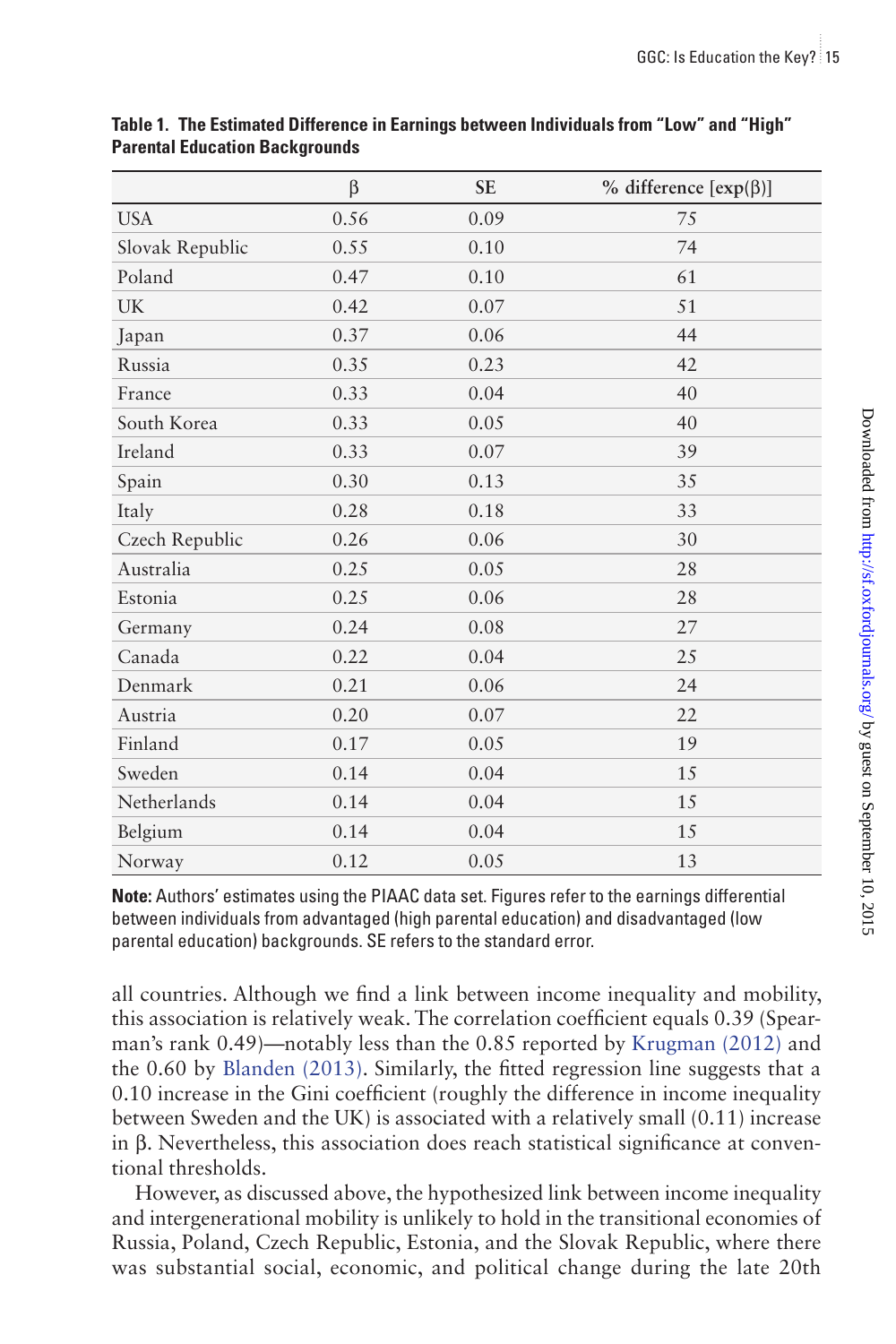**Table 1. The Estimated Difference in Earnings between Individuals from "Low" and "High" Parental Education Backgrounds**

| | β | SE | % difference [exp(β)] |
|---|---|---|---|
| USA | 0.56 | 0.09 | 75 |
| Slovak Republic | 0.55 | 0.10 | 74 |
| Poland | 0.47 | 0.10 | 61 |
| UK | 0.42 | 0.07 | 51 |
| Japan | 0.37 | 0.06 | 44 |
| Russia | 0.35 | 0.23 | 42 |
| France | 0.33 | 0.04 | 40 |
| South Korea | 0.33 | 0.05 | 40 |
| Ireland | 0.33 | 0.07 | 39 |
| Spain | 0.30 | 0.13 | 35 |
| Italy | 0.28 | 0.18 | 33 |
| Czech Republic | 0.26 | 0.06 | 30 |
| Australia | 0.25 | 0.05 | 28 |
| Estonia | 0.25 | 0.06 | 28 |
| Germany | 0.24 | 0.08 | 27 |
| Canada | 0.22 | 0.04 | 25 |
| Denmark | 0.21 | 0.06 | 24 |
| Austria | 0.20 | 0.07 | 22 |
| Finland | 0.17 | 0.05 | 19 |
| Sweden | 0.14 | 0.04 | 15 |
| Netherlands | 0.14 | 0.04 | 15 |
| Belgium | 0.14 | 0.04 | 15 |
| Norway | 0.12 | 0.05 | 13 |

**Note:** Authors' estimates using the PIAAC data set. Figures refer to the earnings differential between individuals from advantaged (high parental education) and disadvantaged (low parental education) backgrounds. SE refers to the standard error.

all countries. Although we find a link between income inequality and mobility, this association is relatively weak. The correlation coefficient equals 0.39 (Spearman's rank 0.49)—notably less than the 0.85 reported by Krugman (2012) and the 0.60 by Blanden (2013). Similarly, the fitted regression line suggests that a 0.10 increase in the Gini coefficient (roughly the difference in income inequality between Sweden and the UK) is associated with a relatively small (0.11) increase in β. Nevertheless, this association does reach statistical significance at conventional thresholds.

However, as discussed above, the hypothesized link between income inequality and intergenerational mobility is unlikely to hold in the transitional economies of Russia, Poland, Czech Republic, Estonia, and the Slovak Republic, where there was substantial social, economic, and political change during the late 20th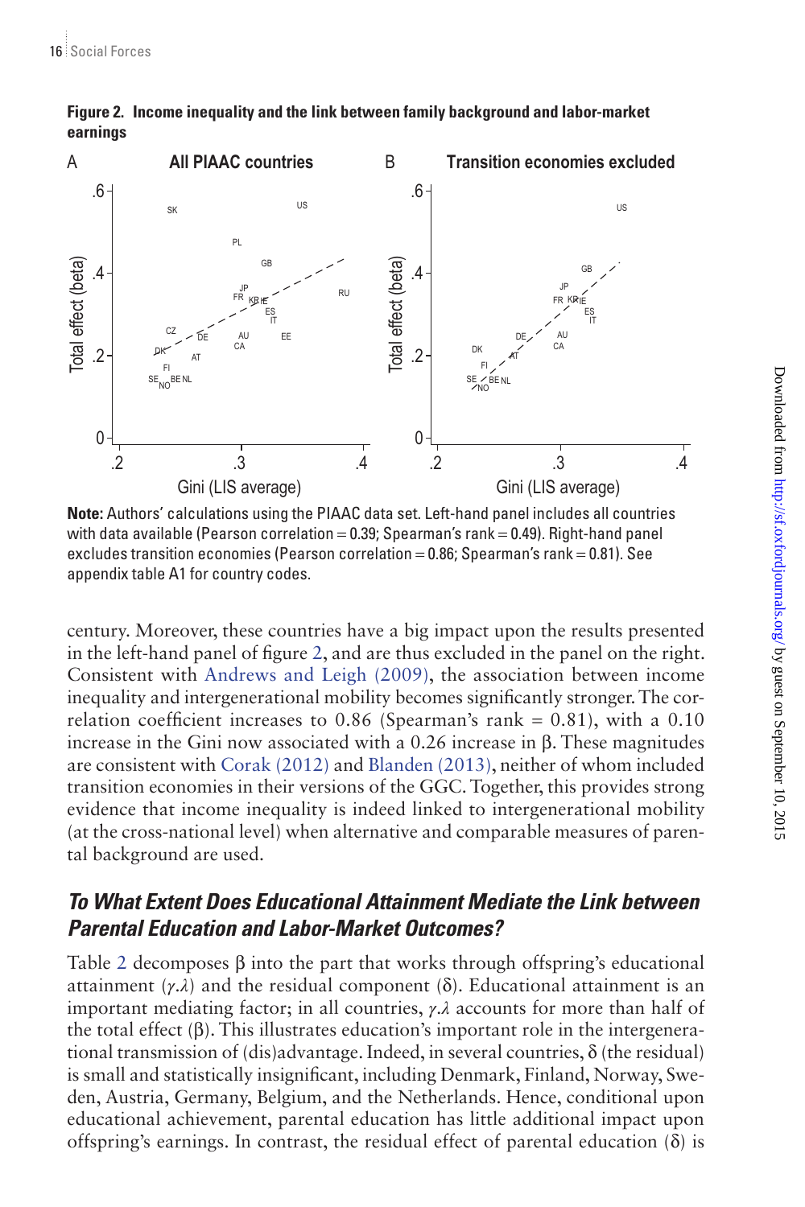**Figure 2. Income inequality and the link between family background and labor-market earnings**

**Note:** Authors' calculations using the PIAAC data set. Left-hand panel includes all countries with data available (Pearson correlation = 0.39; Spearman's rank = 0.49). Right-hand panel excludes transition economies (Pearson correlation = 0.86; Spearman's rank = 0.81). See appendix table A1 for country codes.

century. Moreover, these countries have a big impact upon the results presented in the left-hand panel of figure 2, and are thus excluded in the panel on the right. Consistent with Andrews and Leigh (2009), the association between income inequality and intergenerational mobility becomes significantly stronger. The correlation coefficient increases to 0.86 (Spearman's rank = 0.81), with a 0.10 increase in the Gini now associated with a 0.26 increase in β. These magnitudes are consistent with Corak (2012) and Blanden (2013), neither of whom included transition economies in their versions of the GGC. Together, this provides strong evidence that income inequality is indeed linked to intergenerational mobility (at the cross-national level) when alternative and comparable measures of parental background are used.

## *To What Extent Does Educational Attainment Mediate the Link between Parental Education and Labor-Market Outcomes?*

Table 2 decomposes β into the part that works through offspring's educational attainment ($\gamma.\lambda$) and the residual component (δ). Educational attainment is an important mediating factor; in all countries, $\gamma.\lambda$ accounts for more than half of the total effect (β). This illustrates education's important role in the intergenerational transmission of (dis)advantage. Indeed, in several countries, δ (the residual) is small and statistically insignificant, including Denmark, Finland, Norway, Sweden, Austria, Germany, Belgium, and the Netherlands. Hence, conditional upon educational achievement, parental education has little additional impact upon offspring's earnings. In contrast, the residual effect of parental education (δ) is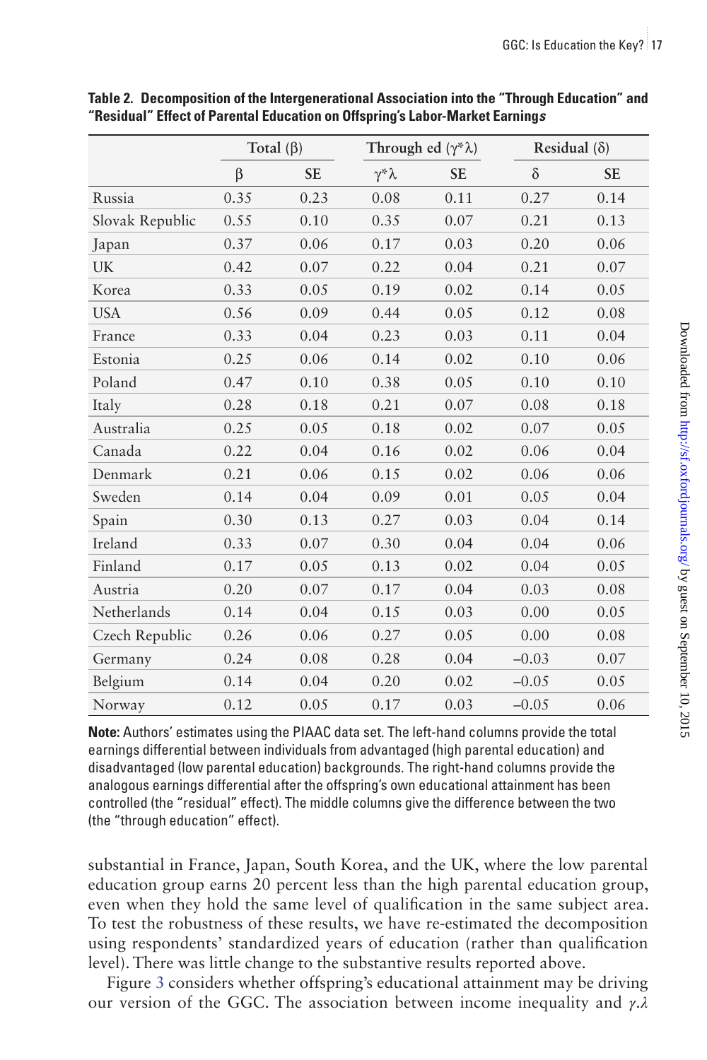**Table 2. Decomposition of the Intergenerational Association into the "Through Education" and "Residual" Effect of Parental Education on Offspring's Labor-Market Earnings**

| | Total ($\beta$) | | Through ed ($\gamma^*\lambda$) | | Residual ($\delta$) | |
|---|---|---|---|---|---|---|
| | $\beta$ | SE | $\gamma^*\lambda$ | SE | $\delta$ | SE |
| Russia | 0.35 | 0.23 | 0.08 | 0.11 | 0.27 | 0.14 |
| Slovak Republic | 0.55 | 0.10 | 0.35 | 0.07 | 0.21 | 0.13 |
| Japan | 0.37 | 0.06 | 0.17 | 0.03 | 0.20 | 0.06 |
| UK | 0.42 | 0.07 | 0.22 | 0.04 | 0.21 | 0.07 |
| Korea | 0.33 | 0.05 | 0.19 | 0.02 | 0.14 | 0.05 |
| USA | 0.56 | 0.09 | 0.44 | 0.05 | 0.12 | 0.08 |
| France | 0.33 | 0.04 | 0.23 | 0.03 | 0.11 | 0.04 |
| Estonia | 0.25 | 0.06 | 0.14 | 0.02 | 0.10 | 0.06 |
| Poland | 0.47 | 0.10 | 0.38 | 0.05 | 0.10 | 0.10 |
| Italy | 0.28 | 0.18 | 0.21 | 0.07 | 0.08 | 0.18 |
| Australia | 0.25 | 0.05 | 0.18 | 0.02 | 0.07 | 0.05 |
| Canada | 0.22 | 0.04 | 0.16 | 0.02 | 0.06 | 0.04 |
| Denmark | 0.21 | 0.06 | 0.15 | 0.02 | 0.06 | 0.06 |
| Sweden | 0.14 | 0.04 | 0.09 | 0.01 | 0.05 | 0.04 |
| Spain | 0.30 | 0.13 | 0.27 | 0.03 | 0.04 | 0.14 |
| Ireland | 0.33 | 0.07 | 0.30 | 0.04 | 0.04 | 0.06 |
| Finland | 0.17 | 0.05 | 0.13 | 0.02 | 0.04 | 0.05 |
| Austria | 0.20 | 0.07 | 0.17 | 0.04 | 0.03 | 0.08 |
| Netherlands | 0.14 | 0.04 | 0.15 | 0.03 | 0.00 | 0.05 |
| Czech Republic | 0.26 | 0.06 | 0.27 | 0.05 | 0.00 | 0.08 |
| Germany | 0.24 | 0.08 | 0.28 | 0.04 | –0.03 | 0.07 |
| Belgium | 0.14 | 0.04 | 0.20 | 0.02 | –0.05 | 0.05 |
| Norway | 0.12 | 0.05 | 0.17 | 0.03 | –0.05 | 0.06 |

**Note:** Authors' estimates using the PIAAC data set. The left-hand columns provide the total earnings differential between individuals from advantaged (high parental education) and disadvantaged (low parental education) backgrounds. The right-hand columns provide the analogous earnings differential after the offspring's own educational attainment has been controlled (the "residual" effect). The middle columns give the difference between the two (the "through education" effect).

substantial in France, Japan, South Korea, and the UK, where the low parental education group earns 20 percent less than the high parental education group, even when they hold the same level of qualification in the same subject area. To test the robustness of these results, we have re-estimated the decomposition using respondents' standardized years of education (rather than qualification level). There was little change to the substantive results reported above.

Figure 3 considers whether offspring's educational attainment may be driving our version of the GGC. The association between income inequality and $\gamma.\lambda$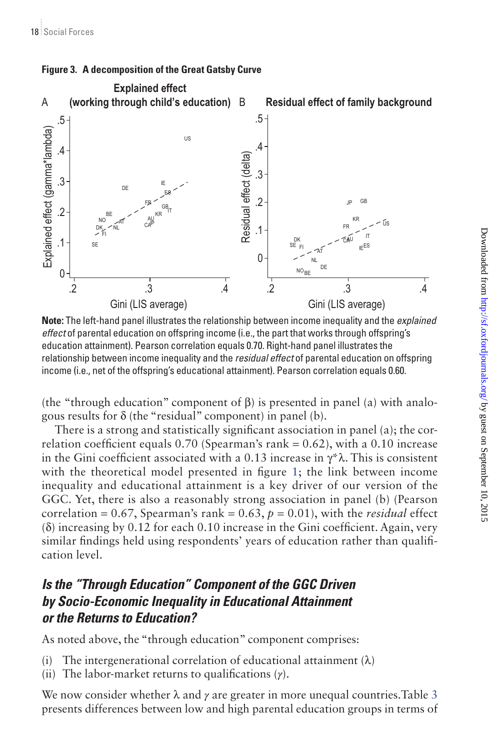**Figure 3. A decomposition of the Great Gatsby Curve**

**Note:** The left-hand panel illustrates the relationship between income inequality and the *explained effect* of parental education on offspring income (i.e., the part that works through offspring's education attainment). Pearson correlation equals 0.70. Right-hand panel illustrates the relationship between income inequality and the *residual effect* of parental education on offspring income (i.e., net of the offspring's educational attainment). Pearson correlation equals 0.60.

(the "through education" component of β) is presented in panel (a) with analogous results for δ (the "residual" component) in panel (b).

There is a strong and statistically significant association in panel (a); the correlation coefficient equals 0.70 (Spearman's rank = 0.62), with a 0.10 increase in the Gini coefficient associated with a 0.13 increase in $\gamma^*\lambda$. This is consistent with the theoretical model presented in figure 1; the link between income inequality and educational attainment is a key driver of our version of the GGC. Yet, there is also a reasonably strong association in panel (b) (Pearson correlation = 0.67, Spearman's rank = 0.63, $p = 0.01$), with the *residual* effect (δ) increasing by 0.12 for each 0.10 increase in the Gini coefficient. Again, very similar findings held using respondents' years of education rather than qualification level.

## *Is the "Through Education" Component of the GGC Driven by Socio-Economic Inequality in Educational Attainment or the Returns to Education?*

As noted above, the "through education" component comprises:

(i) The intergenerational correlation of educational attainment (λ)
(ii) The labor-market returns to qualifications (*γ*).

We now consider whether λ and *γ* are greater in more unequal countries. Table 3 presents differences between low and high parental education groups in terms of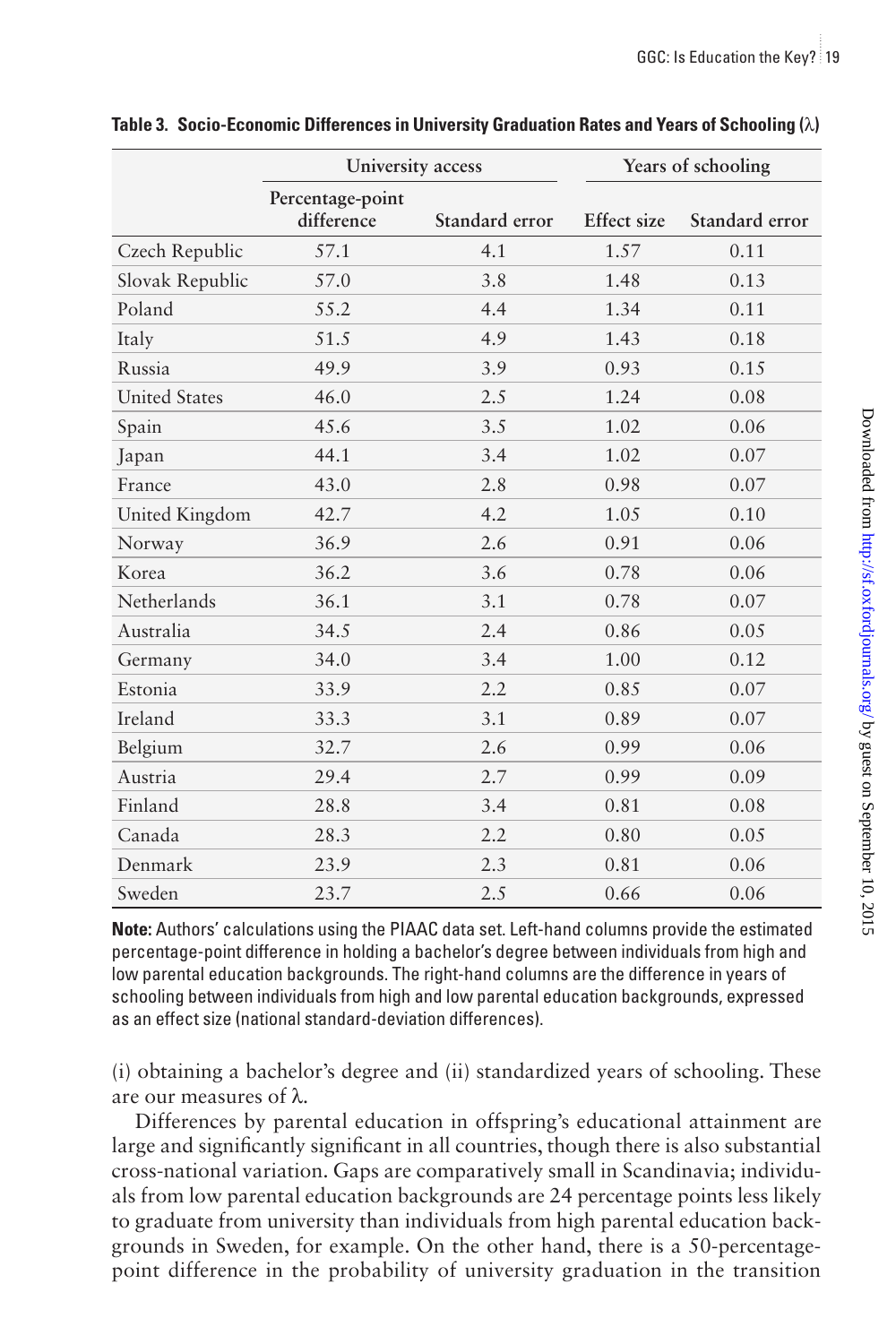**Table 3. Socio-Economic Differences in University Graduation Rates and Years of Schooling (λ)**

| | University access | | Years of schooling | |
|---|---|---|---|---|
| | Percentage-point difference | Standard error | Effect size | Standard error |
| Czech Republic | 57.1 | 4.1 | 1.57 | 0.11 |
| Slovak Republic | 57.0 | 3.8 | 1.48 | 0.13 |
| Poland | 55.2 | 4.4 | 1.34 | 0.11 |
| Italy | 51.5 | 4.9 | 1.43 | 0.18 |
| Russia | 49.9 | 3.9 | 0.93 | 0.15 |
| United States | 46.0 | 2.5 | 1.24 | 0.08 |
| Spain | 45.6 | 3.5 | 1.02 | 0.06 |
| Japan | 44.1 | 3.4 | 1.02 | 0.07 |
| France | 43.0 | 2.8 | 0.98 | 0.07 |
| United Kingdom | 42.7 | 4.2 | 1.05 | 0.10 |
| Norway | 36.9 | 2.6 | 0.91 | 0.06 |
| Korea | 36.2 | 3.6 | 0.78 | 0.06 |
| Netherlands | 36.1 | 3.1 | 0.78 | 0.07 |
| Australia | 34.5 | 2.4 | 0.86 | 0.05 |
| Germany | 34.0 | 3.4 | 1.00 | 0.12 |
| Estonia | 33.9 | 2.2 | 0.85 | 0.07 |
| Ireland | 33.3 | 3.1 | 0.89 | 0.07 |
| Belgium | 32.7 | 2.6 | 0.99 | 0.06 |
| Austria | 29.4 | 2.7 | 0.99 | 0.09 |
| Finland | 28.8 | 3.4 | 0.81 | 0.08 |
| Canada | 28.3 | 2.2 | 0.80 | 0.05 |
| Denmark | 23.9 | 2.3 | 0.81 | 0.06 |
| Sweden | 23.7 | 2.5 | 0.66 | 0.06 |

**Note:** Authors' calculations using the PIAAC data set. Left-hand columns provide the estimated percentage-point difference in holding a bachelor's degree between individuals from high and low parental education backgrounds. The right-hand columns are the difference in years of schooling between individuals from high and low parental education backgrounds, expressed as an effect size (national standard-deviation differences).

(i) obtaining a bachelor's degree and (ii) standardized years of schooling. These are our measures of λ.

Differences by parental education in offspring's educational attainment are large and significantly significant in all countries, though there is also substantial cross-national variation. Gaps are comparatively small in Scandinavia; individuals from low parental education backgrounds are 24 percentage points less likely to graduate from university than individuals from high parental education backgrounds in Sweden, for example. On the other hand, there is a 50-percentage-point difference in the probability of university graduation in the transition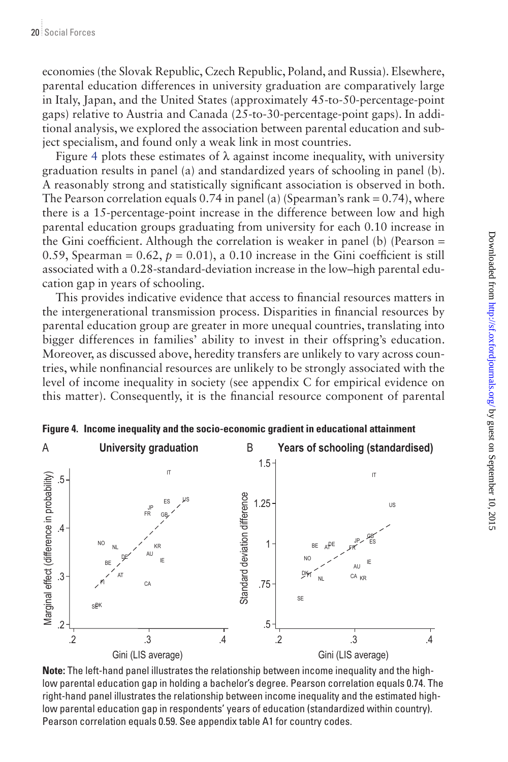economies (the Slovak Republic, Czech Republic, Poland, and Russia). Elsewhere, parental education differences in university graduation are comparatively large in Italy, Japan, and the United States (approximately 45-to-50-percentage-point gaps) relative to Austria and Canada (25-to-30-percentage-point gaps). In additional analysis, we explored the association between parental education and subject specialism, and found only a weak link in most countries.

Figure 4 plots these estimates of λ against income inequality, with university graduation results in panel (a) and standardized years of schooling in panel (b). A reasonably strong and statistically significant association is observed in both. The Pearson correlation equals 0.74 in panel (a) (Spearman's rank = 0.74), where there is a 15-percentage-point increase in the difference between low and high parental education groups graduating from university for each 0.10 increase in the Gini coefficient. Although the correlation is weaker in panel (b) (Pearson = 0.59, Spearman = 0.62, $p = 0.01$), a 0.10 increase in the Gini coefficient is still associated with a 0.28-standard-deviation increase in the low–high parental education gap in years of schooling.

This provides indicative evidence that access to financial resources matters in the intergenerational transmission process. Disparities in financial resources by parental education group are greater in more unequal countries, translating into bigger differences in families' ability to invest in their offspring's education. Moreover, as discussed above, heredity transfers are unlikely to vary across countries, while nonfinancial resources are unlikely to be strongly associated with the level of income inequality in society (see appendix C for empirical evidence on this matter). Consequently, it is the financial resource component of parental

**Figure 4. Income inequality and the socio-economic gradient in educational attainment**

**Note:** The left-hand panel illustrates the relationship between income inequality and the high-low parental education gap in holding a bachelor's degree. Pearson correlation equals 0.74. The right-hand panel illustrates the relationship between income inequality and the estimated high-low parental education gap in respondents' years of education (standardized within country). Pearson correlation equals 0.59. See appendix table A1 for country codes.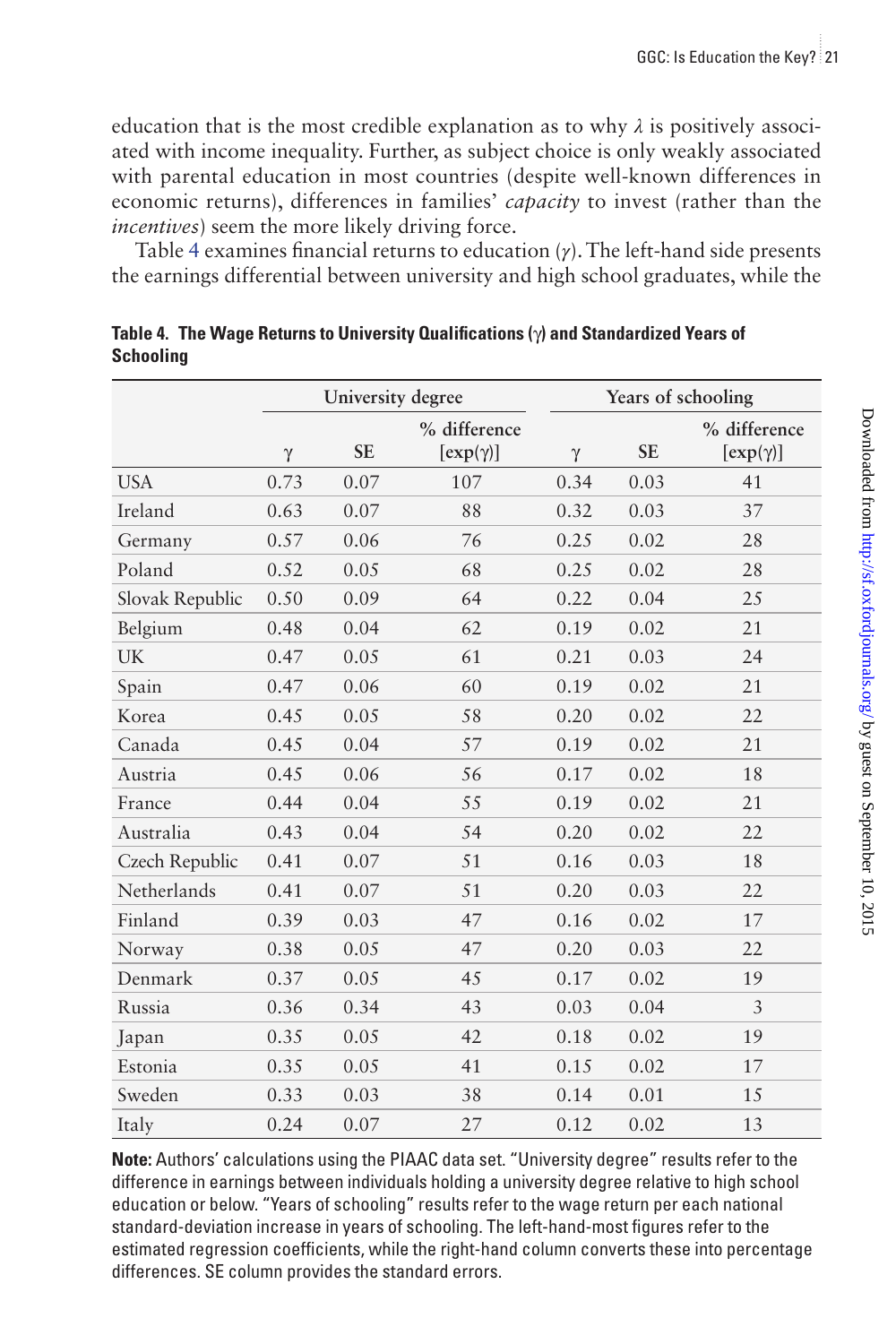education that is the most credible explanation as to why $\lambda$ is positively associated with income inequality. Further, as subject choice is only weakly associated with parental education in most countries (despite well-known differences in economic returns), differences in families' *capacity* to invest (rather than the *incentives*) seem the more likely driving force.

Table 4 examines financial returns to education ($\gamma$). The left-hand side presents the earnings differential between university and high school graduates, while the

**Table 4. The Wage Returns to University Qualifications ($\gamma$) and Standardized Years of Schooling**

| | University degree | | | Years of schooling | | |
|---|---|---|---|---|---|---|
| | $\gamma$ | SE | % difference $[\exp(\gamma)]$ | $\gamma$ | SE | % difference $[\exp(\gamma)]$ |
| USA | 0.73 | 0.07 | 107 | 0.34 | 0.03 | 41 |
| Ireland | 0.63 | 0.07 | 88 | 0.32 | 0.03 | 37 |
| Germany | 0.57 | 0.06 | 76 | 0.25 | 0.02 | 28 |
| Poland | 0.52 | 0.05 | 68 | 0.25 | 0.02 | 28 |
| Slovak Republic | 0.50 | 0.09 | 64 | 0.22 | 0.04 | 25 |
| Belgium | 0.48 | 0.04 | 62 | 0.19 | 0.02 | 21 |
| UK | 0.47 | 0.05 | 61 | 0.21 | 0.03 | 24 |
| Spain | 0.47 | 0.06 | 60 | 0.19 | 0.02 | 21 |
| Korea | 0.45 | 0.05 | 58 | 0.20 | 0.02 | 22 |
| Canada | 0.45 | 0.04 | 57 | 0.19 | 0.02 | 21 |
| Austria | 0.45 | 0.06 | 56 | 0.17 | 0.02 | 18 |
| France | 0.44 | 0.04 | 55 | 0.19 | 0.02 | 21 |
| Australia | 0.43 | 0.04 | 54 | 0.20 | 0.02 | 22 |
| Czech Republic | 0.41 | 0.07 | 51 | 0.16 | 0.03 | 18 |
| Netherlands | 0.41 | 0.07 | 51 | 0.20 | 0.03 | 22 |
| Finland | 0.39 | 0.03 | 47 | 0.16 | 0.02 | 17 |
| Norway | 0.38 | 0.05 | 47 | 0.20 | 0.03 | 22 |
| Denmark | 0.37 | 0.05 | 45 | 0.17 | 0.02 | 19 |
| Russia | 0.36 | 0.34 | 43 | 0.03 | 0.04 | 3 |
| Japan | 0.35 | 0.05 | 42 | 0.18 | 0.02 | 19 |
| Estonia | 0.35 | 0.05 | 41 | 0.15 | 0.02 | 17 |
| Sweden | 0.33 | 0.03 | 38 | 0.14 | 0.01 | 15 |
| Italy | 0.24 | 0.07 | 27 | 0.12 | 0.02 | 13 |

**Note:** Authors' calculations using the PIAAC data set. "University degree" results refer to the difference in earnings between individuals holding a university degree relative to high school education or below. "Years of schooling" results refer to the wage return per each national standard-deviation increase in years of schooling. The left-hand-most figures refer to the estimated regression coefficients, while the right-hand column converts these into percentage differences. SE column provides the standard errors.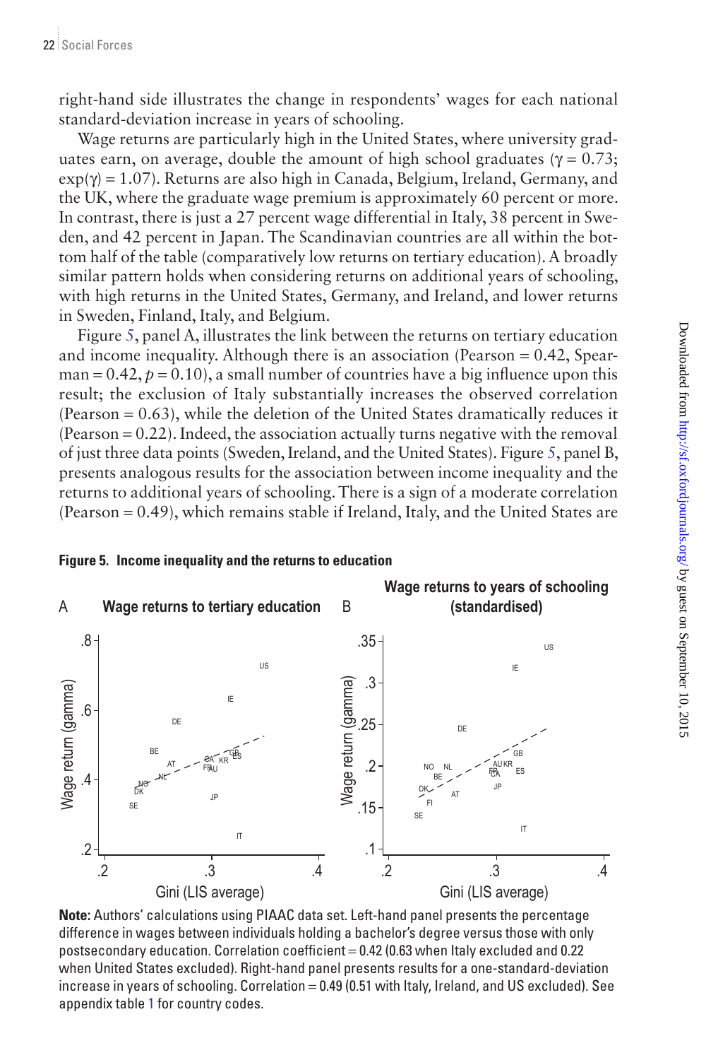right-hand side illustrates the change in respondents' wages for each national standard-deviation increase in years of schooling.

Wage returns are particularly high in the United States, where university graduates earn, on average, double the amount of high school graduates ($\gamma = 0.73$; $\exp(\gamma) = 1.07$). Returns are also high in Canada, Belgium, Ireland, Germany, and the UK, where the graduate wage premium is approximately 60 percent or more. In contrast, there is just a 27 percent wage differential in Italy, 38 percent in Sweden, and 42 percent in Japan. The Scandinavian countries are all within the bottom half of the table (comparatively low returns on tertiary education). A broadly similar pattern holds when considering returns on additional years of schooling, with high returns in the United States, Germany, and Ireland, and lower returns in Sweden, Finland, Italy, and Belgium.

Figure 5, panel A, illustrates the link between the returns on tertiary education and income inequality. Although there is an association (Pearson = 0.42, Spearman = 0.42, $p = 0.10$), a small number of countries have a big influence upon this result; the exclusion of Italy substantially increases the observed correlation (Pearson = 0.63), while the deletion of the United States dramatically reduces it (Pearson = 0.22). Indeed, the association actually turns negative with the removal of just three data points (Sweden, Ireland, and the United States). Figure 5, panel B, presents analogous results for the association between income inequality and the returns to additional years of schooling. There is a sign of a moderate correlation (Pearson = 0.49), which remains stable if Ireland, Italy, and the United States are

**Figure 5. Income inequality and the returns to education**

**Note:** Authors' calculations using PIAAC data set. Left-hand panel presents the percentage difference in wages between individuals holding a bachelor's degree versus those with only postsecondary education. Correlation coefficient = 0.42 (0.63 when Italy excluded and 0.22 when United States excluded). Right-hand panel presents results for a one-standard-deviation increase in years of schooling. Correlation = 0.49 (0.51 with Italy, Ireland, and US excluded). See appendix table 1 for country codes.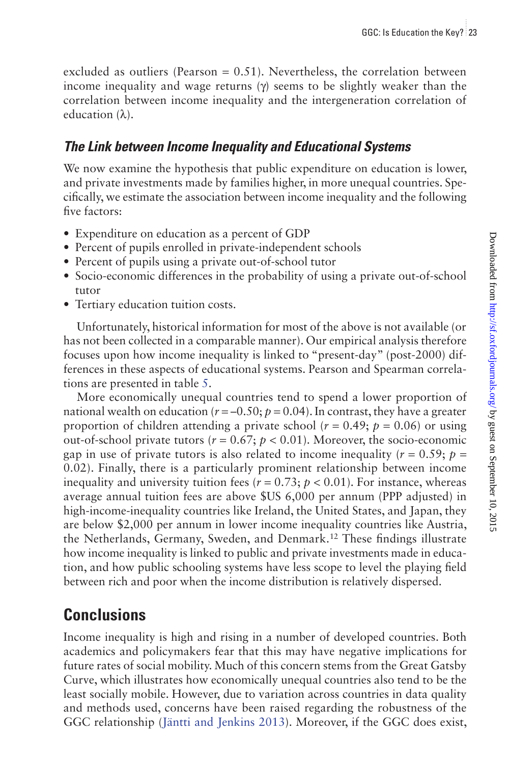excluded as outliers (Pearson = 0.51). Nevertheless, the correlation between income inequality and wage returns ($\gamma$) seems to be slightly weaker than the correlation between income inequality and the intergeneration correlation of education ($\lambda$).

### The Link between Income Inequality and Educational Systems

We now examine the hypothesis that public expenditure on education is lower, and private investments made by families higher, in more unequal countries. Specifically, we estimate the association between income inequality and the following five factors:

- Expenditure on education as a percent of GDP
- Percent of pupils enrolled in private-independent schools
- Percent of pupils using a private out-of-school tutor
- Socio-economic differences in the probability of using a private out-of-school tutor
- Tertiary education tuition costs.

Unfortunately, historical information for most of the above is not available (or has not been collected in a comparable manner). Our empirical analysis therefore focuses upon how income inequality is linked to "present-day" (post-2000) differences in these aspects of educational systems. Pearson and Spearman correlations are presented in table 5.

More economically unequal countries tend to spend a lower proportion of national wealth on education ($r = -0.50$; $p = 0.04$). In contrast, they have a greater proportion of children attending a private school ($r = 0.49$; $p = 0.06$) or using out-of-school private tutors ($r = 0.67$; $p < 0.01$). Moreover, the socio-economic gap in use of private tutors is also related to income inequality ($r = 0.59$; $p = 0.02$). Finally, there is a particularly prominent relationship between income inequality and university tuition fees ($r = 0.73$; $p < 0.01$). For instance, whereas average annual tuition fees are above \$US 6,000 per annum (PPP adjusted) in high-income-inequality countries like Ireland, the United States, and Japan, they are below \$2,000 per annum in lower income inequality countries like Austria, the Netherlands, Germany, Sweden, and Denmark.[12] These findings illustrate how income inequality is linked to public and private investments made in education, and how public schooling systems have less scope to level the playing field between rich and poor when the income distribution is relatively dispersed.

## Conclusions

Income inequality is high and rising in a number of developed countries. Both academics and policymakers fear that this may have negative implications for future rates of social mobility. Much of this concern stems from the Great Gatsby Curve, which illustrates how economically unequal countries also tend to be the least socially mobile. However, due to variation across countries in data quality and methods used, concerns have been raised regarding the robustness of the GGC relationship (Jäntti and Jenkins 2013). Moreover, if the GGC does exist,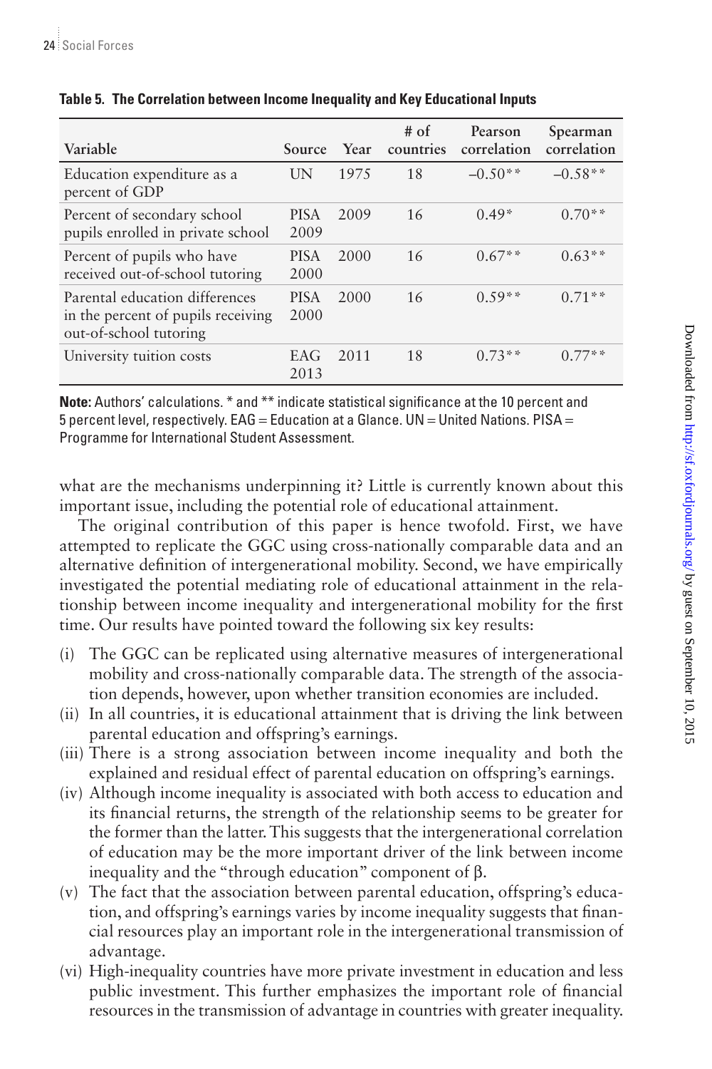**Table 5. The Correlation between Income Inequality and Key Educational Inputs**

| Variable | Source | Year | # of countries | Pearson correlation | Spearman correlation |
|---|---|---|---|---|---|
| Education expenditure as a percent of GDP | UN | 1975 | 18 | –0.50** | –0.58** |
| Percent of secondary school pupils enrolled in private school | PISA 2009 | 2009 | 16 | 0.49* | 0.70** |
| Percent of pupils who have received out-of-school tutoring | PISA 2000 | 2000 | 16 | 0.67** | 0.63** |
| Parental education differences in the percent of pupils receiving out-of-school tutoring | PISA 2000 | 2000 | 16 | 0.59** | 0.71** |
| University tuition costs | EAG 2013 | 2011 | 18 | 0.73** | 0.77** |

**Note:** Authors' calculations. * and ** indicate statistical significance at the 10 percent and 5 percent level, respectively. EAG = Education at a Glance. UN = United Nations. PISA = Programme for International Student Assessment.

what are the mechanisms underpinning it? Little is currently known about this important issue, including the potential role of educational attainment.

The original contribution of this paper is hence twofold. First, we have attempted to replicate the GGC using cross-nationally comparable data and an alternative definition of intergenerational mobility. Second, we have empirically investigated the potential mediating role of educational attainment in the relationship between income inequality and intergenerational mobility for the first time. Our results have pointed toward the following six key results:

(i) The GGC can be replicated using alternative measures of intergenerational mobility and cross-nationally comparable data. The strength of the association depends, however, upon whether transition economies are included.
(ii) In all countries, it is educational attainment that is driving the link between parental education and offspring's earnings.
(iii) There is a strong association between income inequality and both the explained and residual effect of parental education on offspring's earnings.
(iv) Although income inequality is associated with both access to education and its financial returns, the strength of the relationship seems to be greater for the former than the latter. This suggests that the intergenerational correlation of education may be the more important driver of the link between income inequality and the "through education" component of $\beta$.
(v) The fact that the association between parental education, offspring's education, and offspring's earnings varies by income inequality suggests that financial resources play an important role in the intergenerational transmission of advantage.
(vi) High-inequality countries have more private investment in education and less public investment. This further emphasizes the important role of financial resources in the transmission of advantage in countries with greater inequality.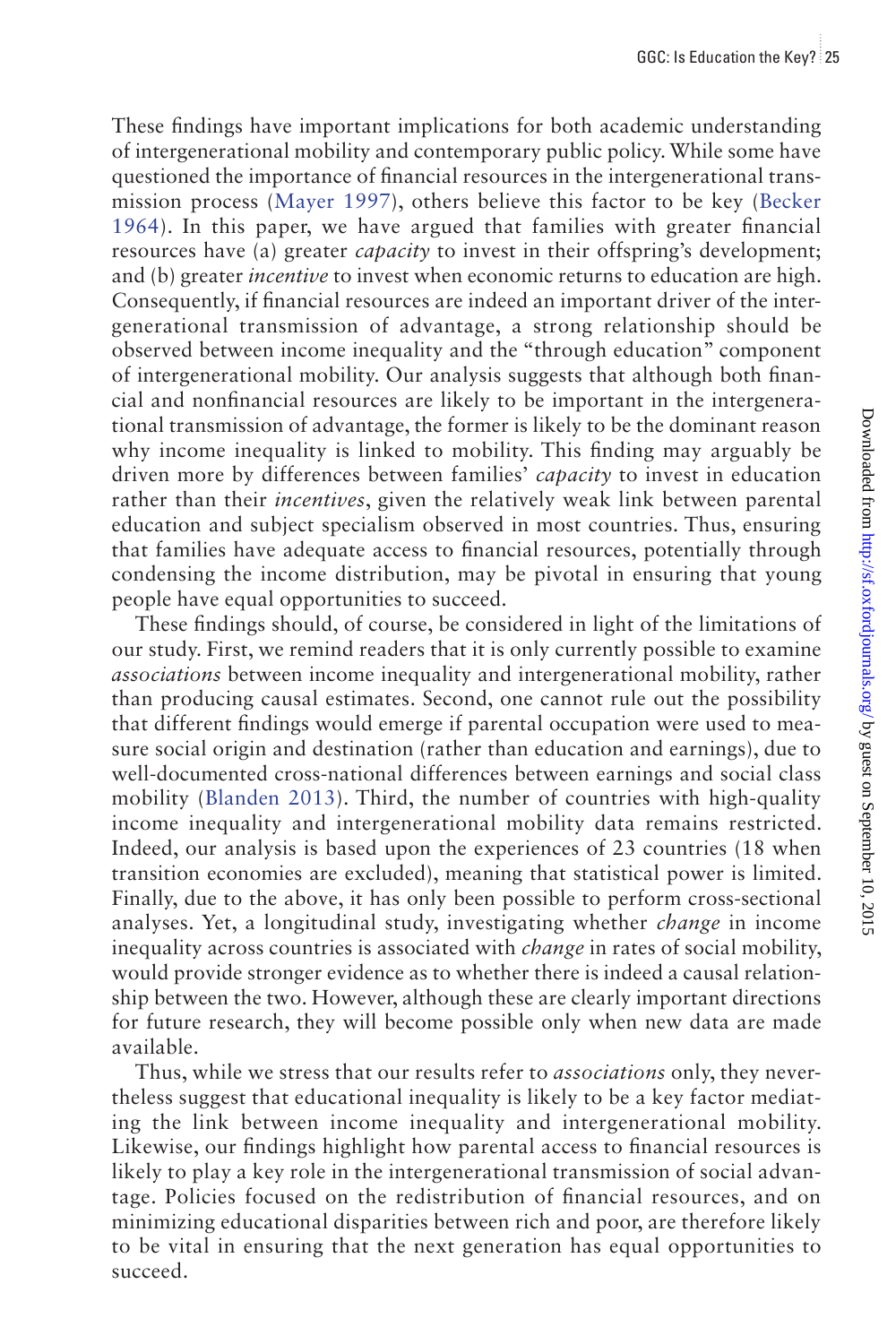These findings have important implications for both academic understanding of intergenerational mobility and contemporary public policy. While some have questioned the importance of financial resources in the intergenerational transmission process (Mayer 1997), others believe this factor to be key (Becker 1964). In this paper, we have argued that families with greater financial resources have (a) greater *capacity* to invest in their offspring's development; and (b) greater *incentive* to invest when economic returns to education are high. Consequently, if financial resources are indeed an important driver of the intergenerational transmission of advantage, a strong relationship should be observed between income inequality and the "through education" component of intergenerational mobility. Our analysis suggests that although both financial and nonfinancial resources are likely to be important in the intergenerational transmission of advantage, the former is likely to be the dominant reason why income inequality is linked to mobility. This finding may arguably be driven more by differences between families' *capacity* to invest in education rather than their *incentives*, given the relatively weak link between parental education and subject specialism observed in most countries. Thus, ensuring that families have adequate access to financial resources, potentially through condensing the income distribution, may be pivotal in ensuring that young people have equal opportunities to succeed.

These findings should, of course, be considered in light of the limitations of our study. First, we remind readers that it is only currently possible to examine *associations* between income inequality and intergenerational mobility, rather than producing causal estimates. Second, one cannot rule out the possibility that different findings would emerge if parental occupation were used to measure social origin and destination (rather than education and earnings), due to well-documented cross-national differences between earnings and social class mobility (Blanden 2013). Third, the number of countries with high-quality income inequality and intergenerational mobility data remains restricted. Indeed, our analysis is based upon the experiences of 23 countries (18 when transition economies are excluded), meaning that statistical power is limited. Finally, due to the above, it has only been possible to perform cross-sectional analyses. Yet, a longitudinal study, investigating whether *change* in income inequality across countries is associated with *change* in rates of social mobility, would provide stronger evidence as to whether there is indeed a causal relationship between the two. However, although these are clearly important directions for future research, they will become possible only when new data are made available.

Thus, while we stress that our results refer to *associations* only, they nevertheless suggest that educational inequality is likely to be a key factor mediating the link between income inequality and intergenerational mobility. Likewise, our findings highlight how parental access to financial resources is likely to play a key role in the intergenerational transmission of social advantage. Policies focused on the redistribution of financial resources, and on minimizing educational disparities between rich and poor, are therefore likely to be vital in ensuring that the next generation has equal opportunities to succeed.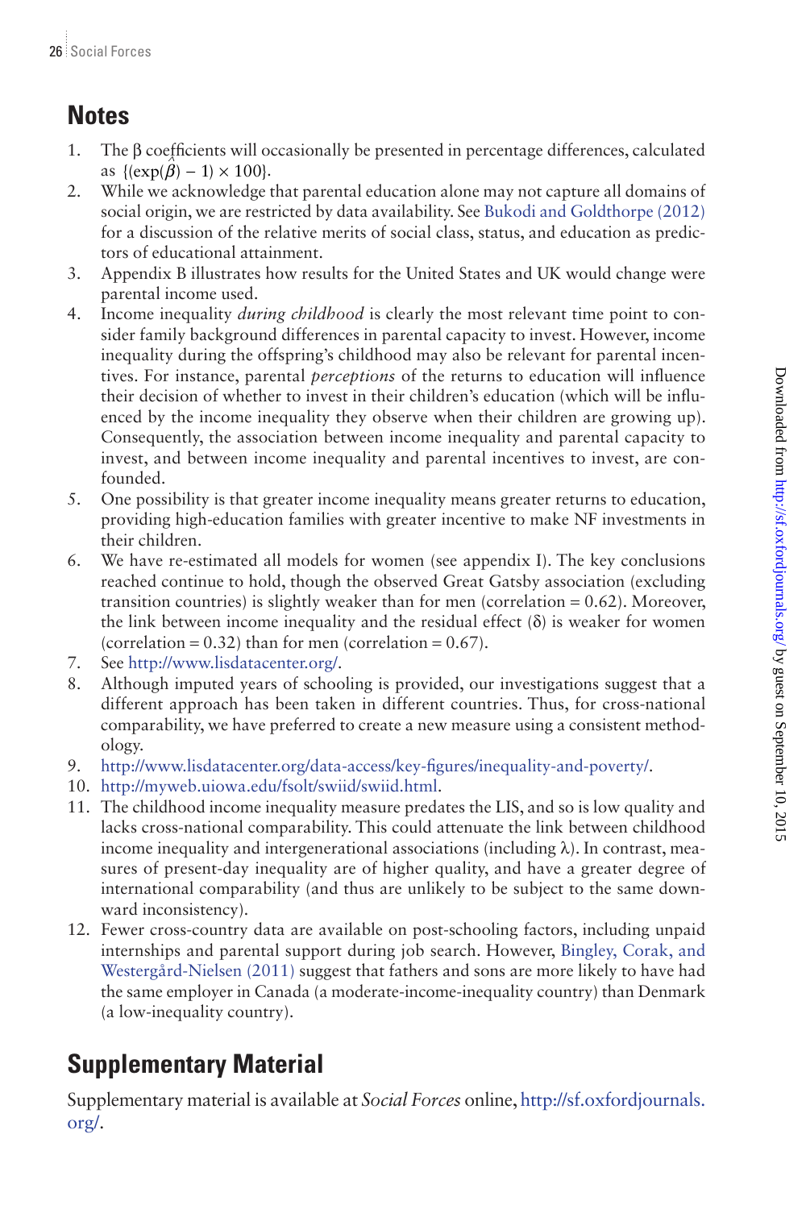## Notes

1. The β coefficients will occasionally be presented in percentage differences, calculated as $\{(\exp(\hat{\beta}) - 1) \times 100\}$.
2. While we acknowledge that parental education alone may not capture all domains of social origin, we are restricted by data availability. See Bukodi and Goldthorpe (2012) for a discussion of the relative merits of social class, status, and education as predictors of educational attainment.
3. Appendix B illustrates how results for the United States and UK would change were parental income used.
4. Income inequality *during childhood* is clearly the most relevant time point to consider family background differences in parental capacity to invest. However, income inequality during the offspring's childhood may also be relevant for parental incentives. For instance, parental *perceptions* of the returns to education will influence their decision of whether to invest in their children's education (which will be influenced by the income inequality they observe when their children are growing up). Consequently, the association between income inequality and parental capacity to invest, and between income inequality and parental incentives to invest, are confounded.
5. One possibility is that greater income inequality means greater returns to education, providing high-education families with greater incentive to make NF investments in their children.
6. We have re-estimated all models for women (see appendix I). The key conclusions reached continue to hold, though the observed Great Gatsby association (excluding transition countries) is slightly weaker than for men (correlation = 0.62). Moreover, the link between income inequality and the residual effect (δ) is weaker for women (correlation = 0.32) than for men (correlation = 0.67).
7. See http://www.lisdatacenter.org/.
8. Although imputed years of schooling is provided, our investigations suggest that a different approach has been taken in different countries. Thus, for cross-national comparability, we have preferred to create a new measure using a consistent methodology.
9. http://www.lisdatacenter.org/data-access/key-figures/inequality-and-poverty/.
10. http://myweb.uiowa.edu/fsolt/swiid/swiid.html.
11. The childhood income inequality measure predates the LIS, and so is low quality and lacks cross-national comparability. This could attenuate the link between childhood income inequality and intergenerational associations (including λ). In contrast, measures of present-day inequality are of higher quality, and have a greater degree of international comparability (and thus are unlikely to be subject to the same downward inconsistency).
12. Fewer cross-country data are available on post-schooling factors, including unpaid internships and parental support during job search. However, Bingley, Corak, and Westergård-Nielsen (2011) suggest that fathers and sons are more likely to have had the same employer in Canada (a moderate-income-inequality country) than Denmark (a low-inequality country).

## Supplementary Material

Supplementary material is available at *Social Forces* online, http://sf.oxfordjournals.org/.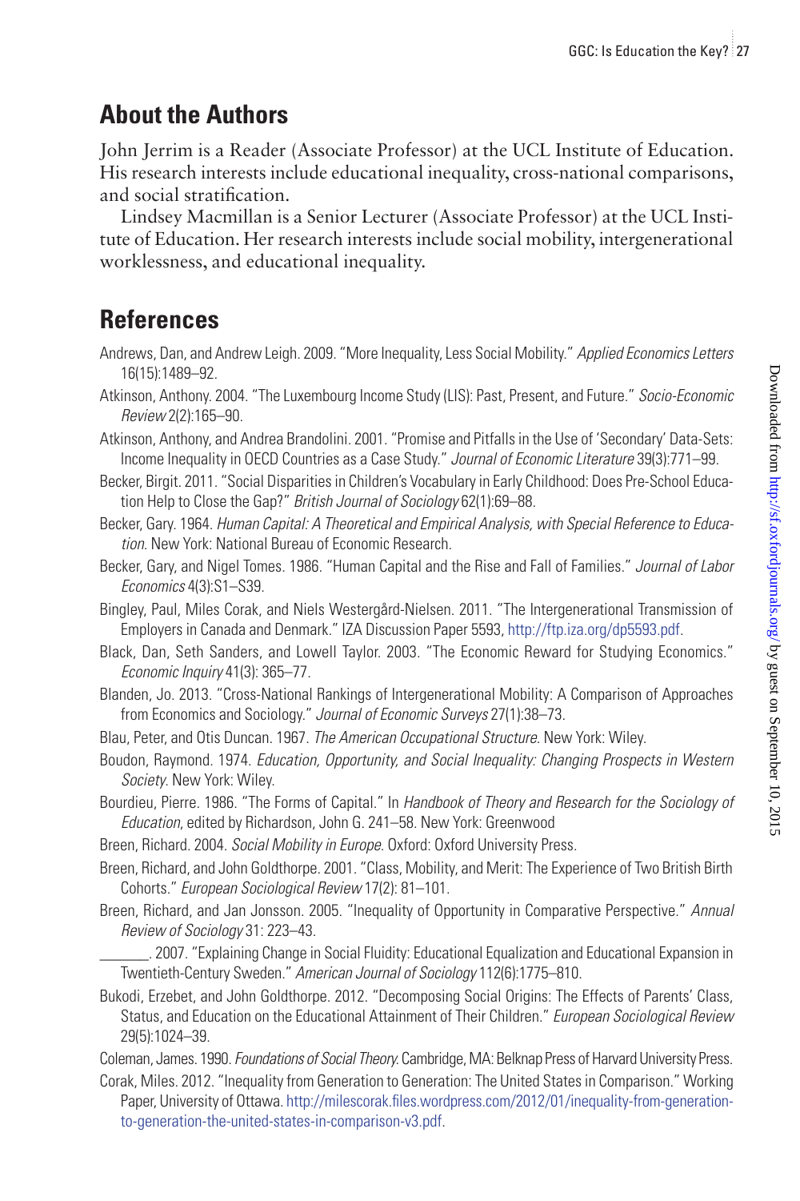## About the Authors

John Jerrim is a Reader (Associate Professor) at the UCL Institute of Education. His research interests include educational inequality, cross-national comparisons, and social stratification.

Lindsey Macmillan is a Senior Lecturer (Associate Professor) at the UCL Institute of Education. Her research interests include social mobility, intergenerational worklessness, and educational inequality.

## References

Andrews, Dan, and Andrew Leigh. 2009. "More Inequality, Less Social Mobility." *Applied Economics Letters* 16(15):1489–92.

Atkinson, Anthony. 2004. "The Luxembourg Income Study (LIS): Past, Present, and Future." *Socio-Economic Review* 2(2):165–90.

Atkinson, Anthony, and Andrea Brandolini. 2001. "Promise and Pitfalls in the Use of 'Secondary' Data-Sets: Income Inequality in OECD Countries as a Case Study." *Journal of Economic Literature* 39(3):771–99.

Becker, Birgit. 2011. "Social Disparities in Children's Vocabulary in Early Childhood: Does Pre-School Education Help to Close the Gap?" *British Journal of Sociology* 62(1):69–88.

Becker, Gary. 1964. *Human Capital: A Theoretical and Empirical Analysis, with Special Reference to Education.* New York: National Bureau of Economic Research.

Becker, Gary, and Nigel Tomes. 1986. "Human Capital and the Rise and Fall of Families." *Journal of Labor Economics* 4(3):S1–S39.

Bingley, Paul, Miles Corak, and Niels Westergård-Nielsen. 2011. "The Intergenerational Transmission of Employers in Canada and Denmark." IZA Discussion Paper 5593, http://ftp.iza.org/dp5593.pdf.

Black, Dan, Seth Sanders, and Lowell Taylor. 2003. "The Economic Reward for Studying Economics." *Economic Inquiry* 41(3): 365–77.

Blanden, Jo. 2013. "Cross-National Rankings of Intergenerational Mobility: A Comparison of Approaches from Economics and Sociology." *Journal of Economic Surveys* 27(1):38–73.

Blau, Peter, and Otis Duncan. 1967. *The American Occupational Structure.* New York: Wiley.

Boudon, Raymond. 1974. *Education, Opportunity, and Social Inequality: Changing Prospects in Western Society.* New York: Wiley.

Bourdieu, Pierre. 1986. "The Forms of Capital." In *Handbook of Theory and Research for the Sociology of Education*, edited by Richardson, John G. 241–58. New York: Greenwood

Breen, Richard. 2004. *Social Mobility in Europe.* Oxford: Oxford University Press.

Breen, Richard, and John Goldthorpe. 2001. "Class, Mobility, and Merit: The Experience of Two British Birth Cohorts." *European Sociological Review* 17(2): 81–101.

Breen, Richard, and Jan Jonsson. 2005. "Inequality of Opportunity in Comparative Perspective." *Annual Review of Sociology* 31: 223–43.

_______. 2007. "Explaining Change in Social Fluidity: Educational Equalization and Educational Expansion in Twentieth-Century Sweden." *American Journal of Sociology* 112(6):1775–810.

Bukodi, Erzebet, and John Goldthorpe. 2012. "Decomposing Social Origins: The Effects of Parents' Class, Status, and Education on the Educational Attainment of Their Children." *European Sociological Review* 29(5):1024–39.

Coleman, James. 1990. *Foundations of Social Theory.* Cambridge, MA: Belknap Press of Harvard University Press.

Corak, Miles. 2012. "Inequality from Generation to Generation: The United States in Comparison." Working Paper, University of Ottawa. http://milescorak.files.wordpress.com/2012/01/inequality-from-generation-to-generation-the-united-states-in-comparison-v3.pdf.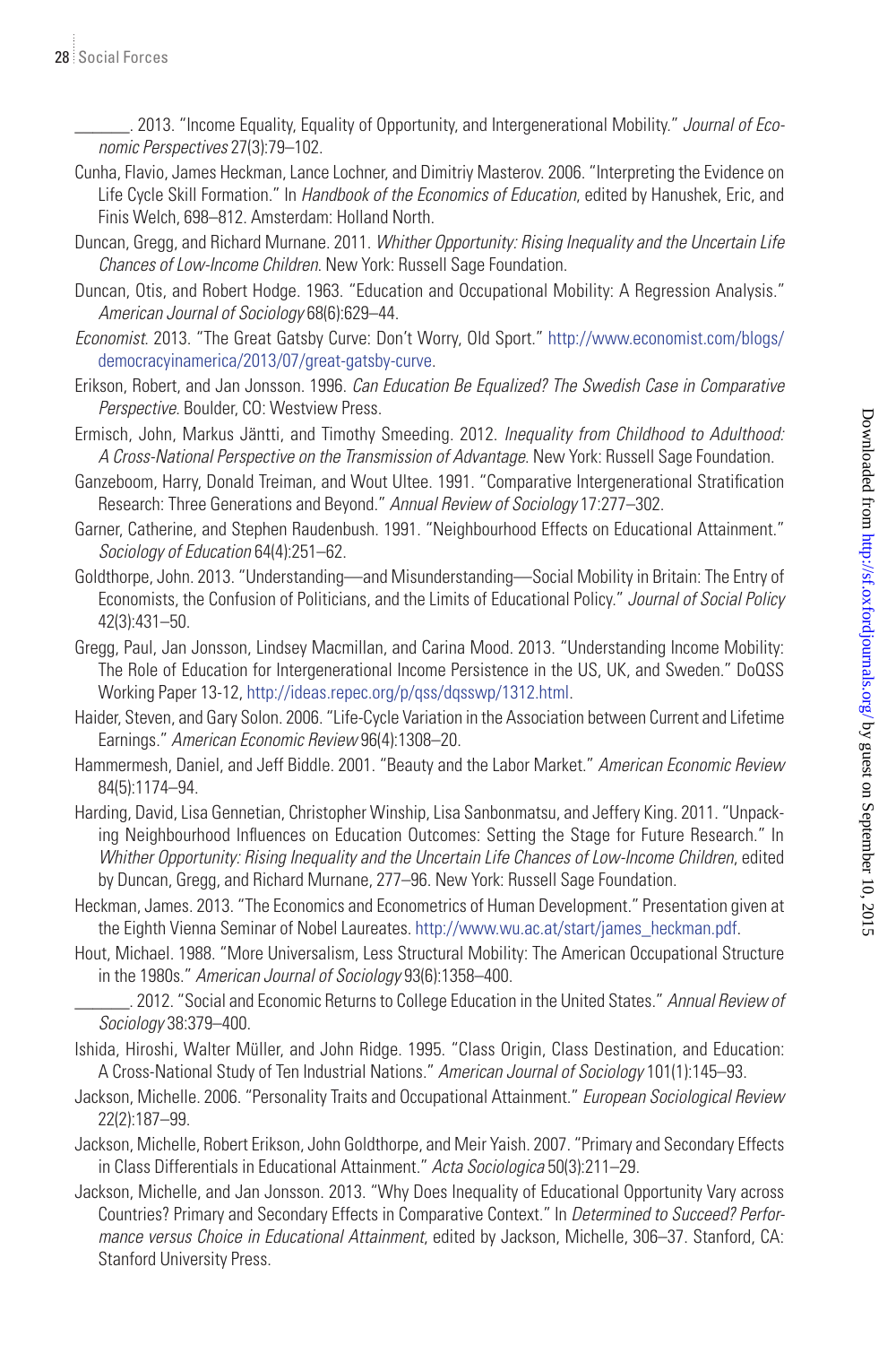_______. 2013. "Income Equality, Equality of Opportunity, and Intergenerational Mobility." *Journal of Economic Perspectives* 27(3):79–102.

Cunha, Flavio, James Heckman, Lance Lochner, and Dimitriy Masterov. 2006. "Interpreting the Evidence on Life Cycle Skill Formation." In *Handbook of the Economics of Education*, edited by Hanushek, Eric, and Finis Welch, 698–812. Amsterdam: Holland North.

Duncan, Gregg, and Richard Murnane. 2011. *Whither Opportunity: Rising Inequality and the Uncertain Life Chances of Low-Income Children*. New York: Russell Sage Foundation.

Duncan, Otis, and Robert Hodge. 1963. "Education and Occupational Mobility: A Regression Analysis." *American Journal of Sociology* 68(6):629–44.

*Economist*. 2013. "The Great Gatsby Curve: Don't Worry, Old Sport." http://www.economist.com/blogs/democracyinamerica/2013/07/great-gatsby-curve.

Erikson, Robert, and Jan Jonsson. 1996. *Can Education Be Equalized? The Swedish Case in Comparative Perspective*. Boulder, CO: Westview Press.

Ermisch, John, Markus Jäntti, and Timothy Smeeding. 2012. *Inequality from Childhood to Adulthood: A Cross-National Perspective on the Transmission of Advantage*. New York: Russell Sage Foundation.

Ganzeboom, Harry, Donald Treiman, and Wout Ultee. 1991. "Comparative Intergenerational Stratification Research: Three Generations and Beyond." *Annual Review of Sociology* 17:277–302.

Garner, Catherine, and Stephen Raudenbush. 1991. "Neighbourhood Effects on Educational Attainment." *Sociology of Education* 64(4):251–62.

Goldthorpe, John. 2013. "Understanding—and Misunderstanding—Social Mobility in Britain: The Entry of Economists, the Confusion of Politicians, and the Limits of Educational Policy." *Journal of Social Policy* 42(3):431–50.

Gregg, Paul, Jan Jonsson, Lindsey Macmillan, and Carina Mood. 2013. "Understanding Income Mobility: The Role of Education for Intergenerational Income Persistence in the US, UK, and Sweden." DoQSS Working Paper 13-12, http://ideas.repec.org/p/qss/dqsswp/1312.html.

Haider, Steven, and Gary Solon. 2006. "Life-Cycle Variation in the Association between Current and Lifetime Earnings." *American Economic Review* 96(4):1308–20.

Hammermesh, Daniel, and Jeff Biddle. 2001. "Beauty and the Labor Market." *American Economic Review* 84(5):1174–94.

Harding, David, Lisa Gennetian, Christopher Winship, Lisa Sanbonmatsu, and Jeffery King. 2011. "Unpacking Neighbourhood Influences on Education Outcomes: Setting the Stage for Future Research." In *Whither Opportunity: Rising Inequality and the Uncertain Life Chances of Low-Income Children*, edited by Duncan, Gregg, and Richard Murnane, 277–96. New York: Russell Sage Foundation.

Heckman, James. 2013. "The Economics and Econometrics of Human Development." Presentation given at the Eighth Vienna Seminar of Nobel Laureates. http://www.wu.ac.at/start/james_heckman.pdf.

Hout, Michael. 1988. "More Universalism, Less Structural Mobility: The American Occupational Structure in the 1980s." *American Journal of Sociology* 93(6):1358–400.

_______. 2012. "Social and Economic Returns to College Education in the United States." *Annual Review of Sociology* 38:379–400.

Ishida, Hiroshi, Walter Müller, and John Ridge. 1995. "Class Origin, Class Destination, and Education: A Cross-National Study of Ten Industrial Nations." *American Journal of Sociology* 101(1):145–93.

Jackson, Michelle. 2006. "Personality Traits and Occupational Attainment." *European Sociological Review* 22(2):187–99.

Jackson, Michelle, Robert Erikson, John Goldthorpe, and Meir Yaish. 2007. "Primary and Secondary Effects in Class Differentials in Educational Attainment." *Acta Sociologica* 50(3):211–29.

Jackson, Michelle, and Jan Jonsson. 2013. "Why Does Inequality of Educational Opportunity Vary across Countries? Primary and Secondary Effects in Comparative Context." In *Determined to Succeed? Performance versus Choice in Educational Attainment*, edited by Jackson, Michelle, 306–37. Stanford, CA: Stanford University Press.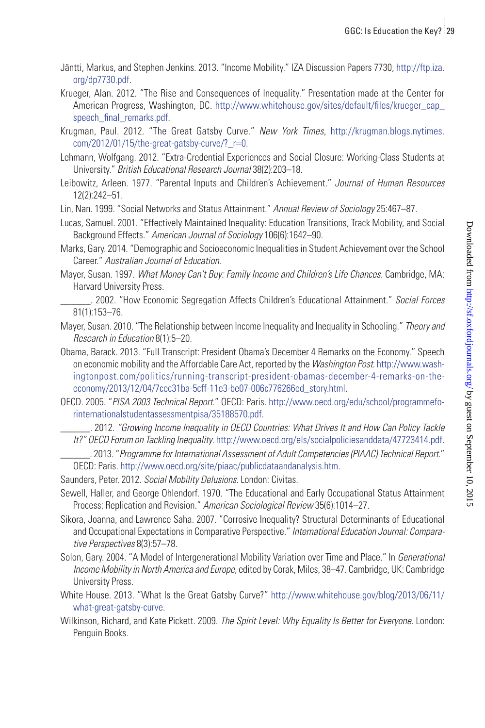Jäntti, Markus, and Stephen Jenkins. 2013. "Income Mobility." IZA Discussion Papers 7730, http://ftp.iza.org/dp7730.pdf.

Krueger, Alan. 2012. "The Rise and Consequences of Inequality." Presentation made at the Center for American Progress, Washington, DC. http://www.whitehouse.gov/sites/default/files/krueger_cap_speech_final_remarks.pdf.

Krugman, Paul. 2012. "The Great Gatsby Curve." *New York Times*, http://krugman.blogs.nytimes.com/2012/01/15/the-great-gatsby-curve/?_r=0.

Lehmann, Wolfgang. 2012. "Extra-Credential Experiences and Social Closure: Working-Class Students at University." *British Educational Research Journal* 38(2):203–18.

Leibowitz, Arleen. 1977. "Parental Inputs and Children's Achievement." *Journal of Human Resources* 12(2):242–51.

Lin, Nan. 1999. "Social Networks and Status Attainment." *Annual Review of Sociology* 25:467–87.

Lucas, Samuel. 2001. "Effectively Maintained Inequality: Education Transitions, Track Mobility, and Social Background Effects." *American Journal of Sociology* 106(6):1642–90.

Marks, Gary. 2014. "Demographic and Socioeconomic Inequalities in Student Achievement over the School Career." *Australian Journal of Education*.

Mayer, Susan. 1997. *What Money Can't Buy: Family Income and Children's Life Chances*. Cambridge, MA: Harvard University Press.

_______. 2002. "How Economic Segregation Affects Children's Educational Attainment." *Social Forces* 81(1):153–76.

Mayer, Susan. 2010. "The Relationship between Income Inequality and Inequality in Schooling." *Theory and Research in Education* 8(1):5–20.

Obama, Barack. 2013. "Full Transcript: President Obama's December 4 Remarks on the Economy." Speech on economic mobility and the Affordable Care Act, reported by the *Washington Post*. http://www.washingtonpost.com/politics/running-transcript-president-obamas-december-4-remarks-on-the-economy/2013/12/04/7cec31ba-5cff-11e3-be07-006c776266ed_story.html.

OECD. 2005. "*PISA 2003 Technical Report*." OECD: Paris. http://www.oecd.org/edu/school/programmeforinternationalstudentassessmentpisa/35188570.pdf.

_______. 2012. *"Growing Income Inequality in OECD Countries: What Drives It and How Can Policy Tackle It?" OECD Forum on Tackling Inequality*. http://www.oecd.org/els/socialpoliciesanddata/47723414.pdf.

_______. 2013. "*Programme for International Assessment of Adult Competencies (PIAAC) Technical Report*." OECD: Paris. http://www.oecd.org/site/piaac/publicdataandanalysis.htm.

Saunders, Peter. 2012. *Social Mobility Delusions*. London: Civitas.

Sewell, Haller, and George Ohlendorf. 1970. "The Educational and Early Occupational Status Attainment Process: Replication and Revision." *American Sociological Review* 35(6):1014–27.

Sikora, Joanna, and Lawrence Saha. 2007. "Corrosive Inequality? Structural Determinants of Educational and Occupational Expectations in Comparative Perspective." *International Education Journal: Comparative Perspectives* 8(3):57–78.

Solon, Gary. 2004. "A Model of Intergenerational Mobility Variation over Time and Place." In *Generational Income Mobility in North America and Europe*, edited by Corak, Miles, 38–47. Cambridge, UK: Cambridge University Press.

White House. 2013. "What Is the Great Gatsby Curve?" http://www.whitehouse.gov/blog/2013/06/11/what-great-gatsby-curve.

Wilkinson, Richard, and Kate Pickett. 2009. *The Spirit Level: Why Equality Is Better for Everyone*. London: Penguin Books.